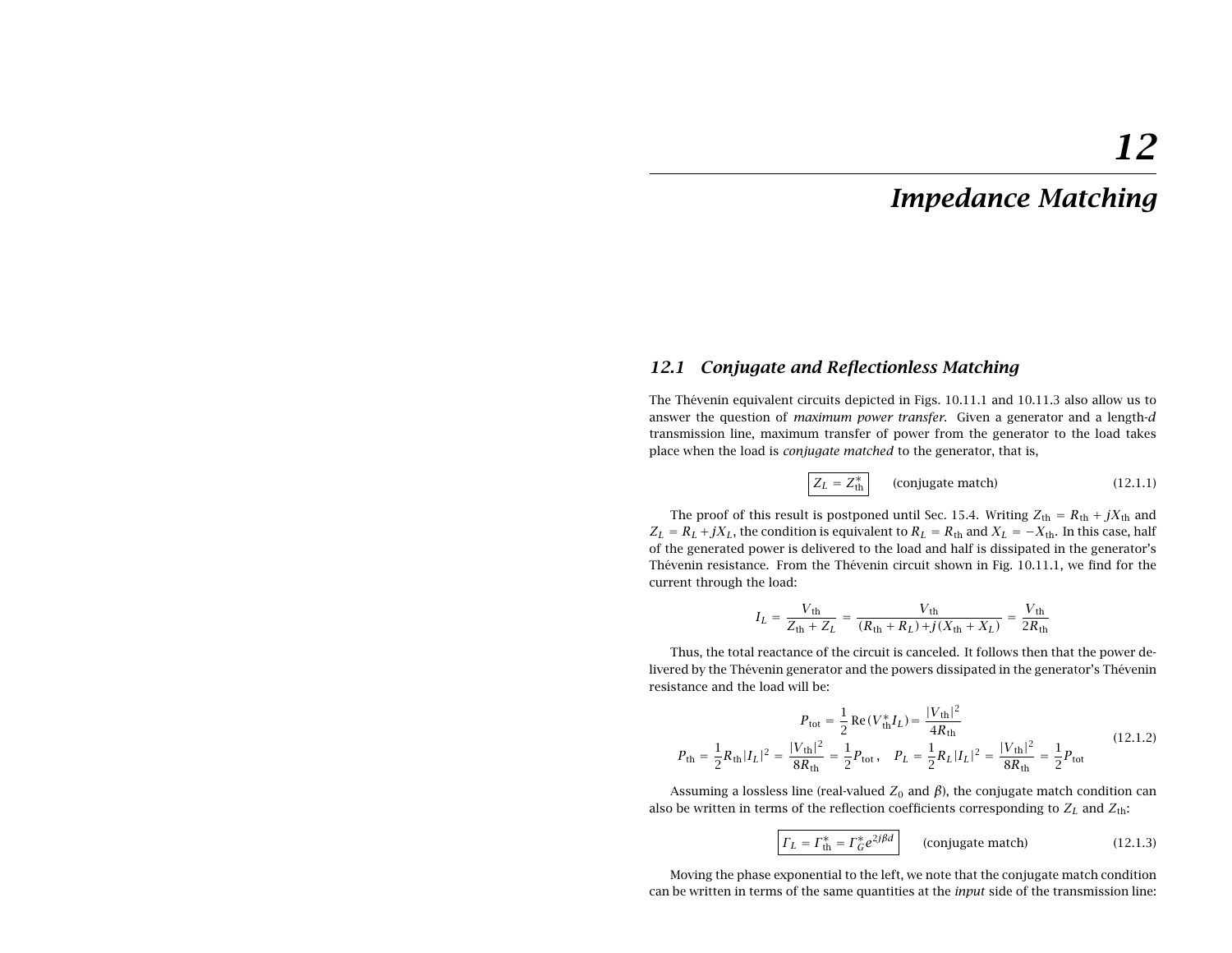# 12

# Impedance Matching

## 12.1 Conjugate and Reflectionless Matching

The Thévenin equivalent circuits depicted in Figs. 10.11.1 and 10.11.3 also allow us to answer the question of *maximum power transfer*. Given a generator and a length-$d$ transmission line, maximum transfer of power from the generator to the load takes place when the load is *conjugate matched* to the generator, that is,

$$\boxed{Z_L = Z_{\text{th}}^*} \qquad \text{(conjugate match)} \tag{12.1.1}$$

The proof of this result is postponed until Sec. 15.4. Writing $Z_{\text{th}} = R_{\text{th}} + jX_{\text{th}}$ and $Z_L = R_L + jX_L$, the condition is equivalent to $R_L = R_{\text{th}}$ and $X_L = -X_{\text{th}}$. In this case, half of the generated power is delivered to the load and half is dissipated in the generator's Thévenin resistance. From the Thévenin circuit shown in Fig. 10.11.1, we find for the current through the load:

$$I_L = \frac{V_{\text{th}}}{Z_{\text{th}} + Z_L} = \frac{V_{\text{th}}}{(R_{\text{th}} + R_L) + j(X_{\text{th}} + X_L)} = \frac{V_{\text{th}}}{2R_{\text{th}}}$$

Thus, the total reactance of the circuit is canceled. It follows then that the power delivered by the Thévenin generator and the powers dissipated in the generator's Thévenin resistance and the load will be:

$$\begin{aligned}
P_{\text{tot}} &= \frac{1}{2}\,\text{Re}(V_{\text{th}}^* I_L) = \frac{|V_{\text{th}}|^2}{4R_{\text{th}}} \\
P_{\text{th}} = \frac{1}{2}R_{\text{th}}|I_L|^2 = \frac{|V_{\text{th}}|^2}{8R_{\text{th}}} &= \frac{1}{2}P_{\text{tot}}\,, \quad P_L = \frac{1}{2}R_L|I_L|^2 = \frac{|V_{\text{th}}|^2}{8R_{\text{th}}} = \frac{1}{2}P_{\text{tot}}
\end{aligned} \tag{12.1.2}$$

Assuming a lossless line (real-valued $Z_0$ and $\beta$), the conjugate match condition can also be written in terms of the reflection coefficients corresponding to $Z_L$ and $Z_{\text{th}}$:

$$\boxed{\Gamma_L = \Gamma_{\text{th}}^* = \Gamma_G^* e^{2j\beta d}} \qquad \text{(conjugate match)} \tag{12.1.3}$$

Moving the phase exponential to the left, we note that the conjugate match condition can be written in terms of the same quantities at the *input* side of the transmission line: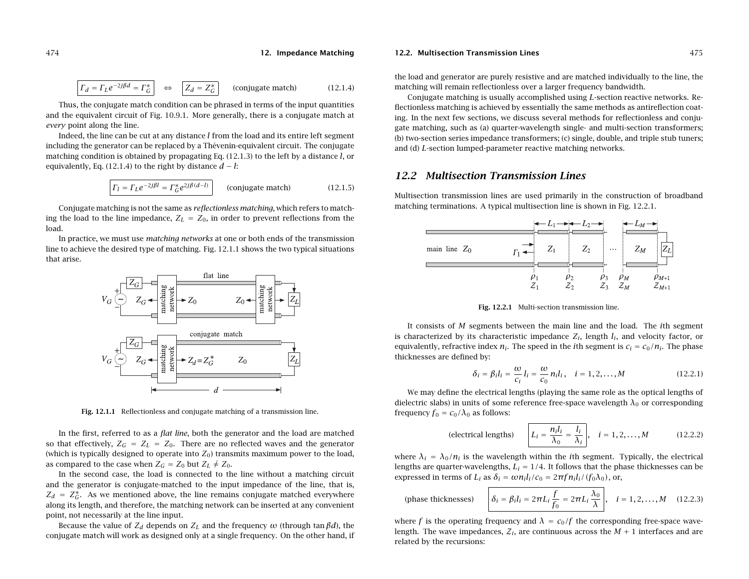$$\boxed{\Gamma_d = \Gamma_L e^{-2j\beta d} = \Gamma_G^*} \quad \Leftrightarrow \quad \boxed{Z_d = Z_G^*} \qquad \text{(conjugate match)} \tag{12.1.4}$$

Thus, the conjugate match condition can be phrased in terms of the input quantities and the equivalent circuit of Fig. 10.9.1. More generally, there is a conjugate match at *every* point along the line.

Indeed, the line can be cut at any distance $l$ from the load and its entire left segment including the generator can be replaced by a Thévenin-equivalent circuit. The conjugate matching condition is obtained by propagating Eq. (12.1.3) to the left by a distance $l$, or equivalently, Eq. (12.1.4) to the right by distance $d - l$:

$$\boxed{\Gamma_l = \Gamma_L e^{-2j\beta l} = \Gamma_G^* e^{2j\beta(d-l)}} \qquad \text{(conjugate match)} \tag{12.1.5}$$

Conjugate matching is not the same as *reflectionless matching*, which refers to matching the load to the line impedance, $Z_L = Z_0$, in order to prevent reflections from the load.

In practice, we must use *matching networks* at one or both ends of the transmission line to achieve the desired type of matching. Fig. 12.1.1 shows the two typical situations that arise.

**Fig. 12.1.1** Reflectionless and conjugate matching of a transmission line.

In the first, referred to as a *flat line*, both the generator and the load are matched so that effectively, $Z_G = Z_L = Z_0$. There are no reflected waves and the generator (which is typically designed to operate into $Z_0$) transmits maximum power to the load, as compared to the case when $Z_G = Z_0$ but $Z_L \neq Z_0$.

In the second case, the load is connected to the line without a matching circuit and the generator is conjugate-matched to the input impedance of the line, that is, $Z_d = Z_G^*$. As we mentioned above, the line remains conjugate matched everywhere along its length, and therefore, the matching network can be inserted at any convenient point, not necessarily at the line input.

Because the value of $Z_d$ depends on $Z_L$ and the frequency $\omega$ (through $\tan\beta d$), the conjugate match will work as designed only at a single frequency. On the other hand, if the load and generator are purely resistive and are matched individually to the line, the matching will remain reflectionless over a larger frequency bandwidth.

Conjugate matching is usually accomplished using *L*-section reactive networks. Reflectionless matching is achieved by essentially the same methods as antireflection coating. In the next few sections, we discuss several methods for reflectionless and conjugate matching, such as (a) quarter-wavelength single- and multi-section transformers; (b) two-section series impedance transformers; (c) single, double, and triple stub tuners; and (d) *L*-section lumped-parameter reactive matching networks.

## 12.2 Multisection Transmission Lines

Multisection transmission lines are used primarily in the construction of broadband matching terminations. A typical multisection line is shown in Fig. 12.2.1.

**Fig. 12.2.1** Multi-section transmission line.

It consists of $M$ segments between the main line and the load. The $i$th segment is characterized by its characteristic impedance $Z_i$, length $l_i$, and velocity factor, or equivalently, refractive index $n_i$. The speed in the $i$th segment is $c_i = c_0/n_i$. The phase thicknesses are defined by:

$$\delta_i = \beta_i l_i = \frac{\omega}{c_i} l_i = \frac{\omega}{c_0} n_i l_i\,, \quad i = 1, 2, \dots, M \tag{12.2.1}$$

We may define the electrical lengths (playing the same role as the optical lengths of dielectric slabs) in units of some reference free-space wavelength $\lambda_0$ or corresponding frequency $f_0 = c_0/\lambda_0$ as follows:

$$\text{(electrical lengths)} \qquad \boxed{L_i = \frac{n_i l_i}{\lambda_0} = \frac{l_i}{\lambda_i}}\,, \quad i = 1, 2, \dots, M \tag{12.2.2}$$

where $\lambda_i = \lambda_0/n_i$ is the wavelength within the $i$th segment. Typically, the electrical lengths are quarter-wavelengths, $L_i = 1/4$. It follows that the phase thicknesses can be expressed in terms of $L_i$ as $\delta_i = \omega n_i l_i/c_0 = 2\pi f n_i l_i/(f_0\lambda_0)$, or,

$$\text{(phase thicknesses)} \qquad \boxed{\delta_i = \beta_i l_i = 2\pi L_i \frac{f}{f_0} = 2\pi L_i \frac{\lambda_0}{\lambda}}\,, \quad i = 1, 2, \dots, M \tag{12.2.3}$$

where $f$ is the operating frequency and $\lambda = c_0/f$ the corresponding free-space wavelength. The wave impedances, $Z_i$, are continuous across the $M + 1$ interfaces and are related by the recursions: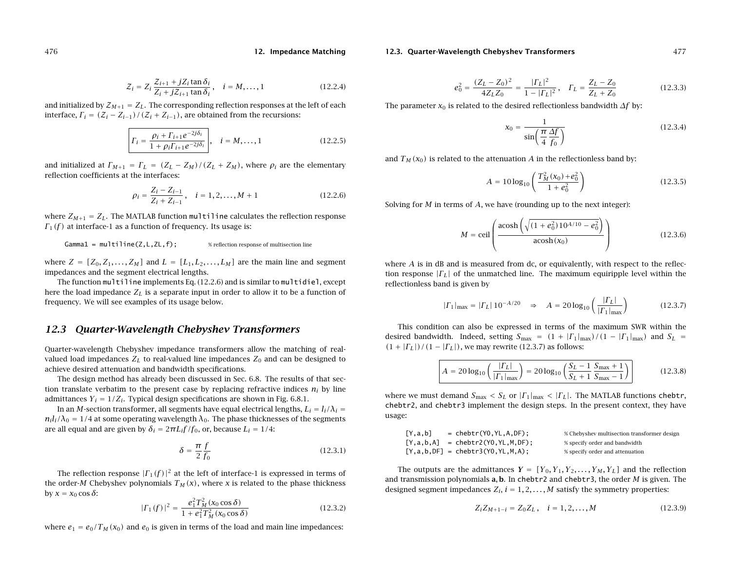$$Z_i = Z_i \frac{Z_{i+1} + jZ_i \tan\delta_i}{Z_i + jZ_{i+1}\tan\delta_i}\,, \quad i = M, \dots, 1 \tag{12.2.4}$$

and initialized by $Z_{M+1} = Z_L$. The corresponding reflection responses at the left of each interface, $\Gamma_i = (Z_i - Z_{i-1})/(Z_i + Z_{i-1})$, are obtained from the recursions:

$$\boxed{\Gamma_i = \frac{\rho_i + \Gamma_{i+1}e^{-2j\delta_i}}{1 + \rho_i\Gamma_{i+1}e^{-2j\delta_i}}}\,, \quad i = M, \dots, 1 \tag{12.2.5}$$

and initialized at $\Gamma_{M+1} = \Gamma_L = (Z_L - Z_M)/(Z_L + Z_M)$, where $\rho_i$ are the elementary reflection coefficients at the interfaces:

$$\rho_i = \frac{Z_i - Z_{i-1}}{Z_i + Z_{i-1}}\,, \quad i = 1, 2, \dots, M+1 \tag{12.2.6}$$

where $Z_{M+1} = Z_L$. The MATLAB function `multiline` calculates the reflection response $\Gamma_1(f)$ at interface-1 as a function of frequency. Its usage is:

```
Gamma1 = multiline(Z,L,ZL,f);          % reflection response of multisection line
```

where $Z = [Z_0, Z_1, \dots, Z_M]$ and $L = [L_1, L_2, \dots, L_M]$ are the main line and segment impedances and the segment electrical lengths.

The function `multiline` implements Eq. (12.2.6) and is similar to `multidiel`, except here the load impedance $Z_L$ is a separate input in order to allow it to be a function of frequency. We will see examples of its usage below.

## 12.3 Quarter-Wavelength Chebyshev Transformers

Quarter-wavelength Chebyshev impedance transformers allow the matching of real-valued load impedances $Z_L$ to real-valued line impedances $Z_0$ and can be designed to achieve desired attenuation and bandwidth specifications.

The design method has already been discussed in Sec. 6.8. The results of that section translate verbatim to the present case by replacing refractive indices $n_i$ by line admittances $Y_i = 1/Z_i$. Typical design specifications are shown in Fig. 6.8.1.

In an $M$-section transformer, all segments have equal electrical lengths, $L_i = l_i/\lambda_i = n_i l_i/\lambda_0 = 1/4$ at some operating wavelength $\lambda_0$. The phase thicknesses of the segments are all equal and are given by $\delta_i = 2\pi L_i f/f_0$, or, because $L_i = 1/4$:

$$\delta = \frac{\pi}{2}\frac{f}{f_0} \tag{12.3.1}$$

The reflection response $|\Gamma_1(f)|^2$ at the left of interface-1 is expressed in terms of the order-$M$ Chebyshev polynomials $T_M(x)$, where $x$ is related to the phase thickness by $x = x_0\cos\delta$:

$$|\Gamma_1(f)|^2 = \frac{e_1^2 T_M^2(x_0\cos\delta)}{1 + e_1^2 T_M^2(x_0\cos\delta)} \tag{12.3.2}$$

where $e_1 = e_0/T_M(x_0)$ and $e_0$ is given in terms of the load and main line impedances:

$$e_0^2 = \frac{(Z_L - Z_0)^2}{4Z_L Z_0} = \frac{|\Gamma_L|^2}{1 - |\Gamma_L|^2}\,, \quad \Gamma_L = \frac{Z_L - Z_0}{Z_L + Z_0} \tag{12.3.3}$$

The parameter $x_0$ is related to the desired reflectionless bandwidth $\Delta f$ by:

$$x_0 = \frac{1}{\sin\!\left(\dfrac{\pi}{4}\dfrac{\Delta f}{f_0}\right)} \tag{12.3.4}$$

and $T_M(x_0)$ is related to the attenuation $A$ in the reflectionless band by:

$$A = 10\log_{10}\left(\frac{T_M^2(x_0) + e_0^2}{1 + e_0^2}\right) \tag{12.3.5}$$

Solving for $M$ in terms of $A$, we have (rounding up to the next integer):

$$M = \text{ceil}\left(\frac{\text{acosh}\left(\sqrt{(1 + e_0^2)10^{A/10} - e_0^2}\right)}{\text{acosh}(x_0)}\right) \tag{12.3.6}$$

where $A$ is in dB and is measured from dc, or equivalently, with respect to the reflection response $|\Gamma_L|$ of the unmatched line. The maximum equiripple level within the reflectionless band is given by

$$|\Gamma_1|_{\max} = |\Gamma_L|\,10^{-A/20} \quad \Rightarrow \quad A = 20\log_{10}\left(\frac{|\Gamma_L|}{|\Gamma_1|_{\max}}\right) \tag{12.3.7}$$

This condition can also be expressed in terms of the maximum SWR within the desired bandwidth. Indeed, setting $S_{\max} = (1 + |\Gamma_1|_{\max})/(1 - |\Gamma_1|_{\max})$ and $S_L = (1 + |\Gamma_L|)/(1 - |\Gamma_L|)$, we may rewrite (12.3.7) as follows:

$$\boxed{A = 20\log_{10}\left(\frac{|\Gamma_L|}{|\Gamma_1|_{\max}}\right) = 20\log_{10}\left(\frac{S_L - 1}{S_L + 1}\frac{S_{\max} + 1}{S_{\max} - 1}\right)} \tag{12.3.8}$$

where we must demand $S_{\max} < S_L$ or $|\Gamma_1|_{\max} < |\Gamma_L|$. The MATLAB functions `chebtr`, `chebtr2`, and `chebtr3` implement the design steps. In the present context, they have usage:

```
[Y,a,b]    = chebtr(Y0,YL,A,DF);         % Chebyshev multisection transformer design
[Y,a,b,A]  = chebtr2(Y0,YL,M,DF);        % specify order and bandwidth
[Y,a,b,DF] = chebtr3(Y0,YL,M,A);         % specify order and attenuation
```

The outputs are the admittances $\mathbf{Y} = [Y_0, Y_1, Y_2, \dots, Y_M, Y_L]$ and the reflection and transmission polynomials $\mathbf{a}, \mathbf{b}$. In `chebtr2` and `chebtr3`, the order $M$ is given. The designed segment impedances $Z_i$, $i = 1, 2, \dots, M$ satisfy the symmetry properties:

$$Z_i Z_{M+1-i} = Z_0 Z_L\,, \quad i = 1, 2, \dots, M \tag{12.3.9}$$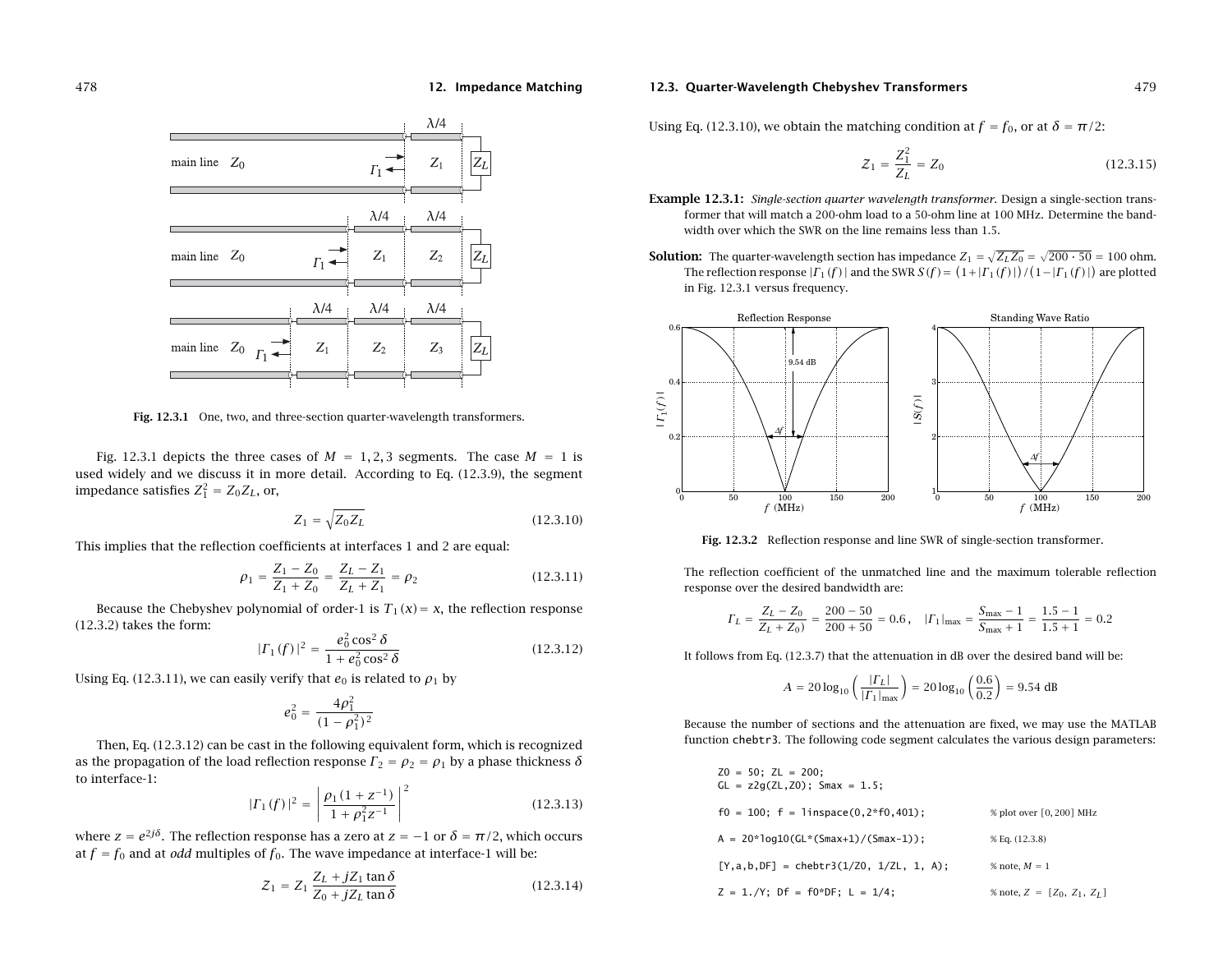Fig. 12.3.1 One, two, and three-section quarter-wavelength transformers.

Fig. 12.3.1 depicts the three cases of $M = 1, 2, 3$ segments. The case $M = 1$ is used widely and we discuss it in more detail. According to Eq. (12.3.9), the segment impedance satisfies $Z_1^2 = Z_0 Z_L$, or,

$$Z_1 = \sqrt{Z_0 Z_L} \tag{12.3.10}$$

This implies that the reflection coefficients at interfaces 1 and 2 are equal:

$$\rho_1 = \frac{Z_1 - Z_0}{Z_1 + Z_0} = \frac{Z_L - Z_1}{Z_L + Z_1} = \rho_2 \tag{12.3.11}$$

Because the Chebyshev polynomial of order-1 is $T_1(x) = x$, the reflection response (12.3.2) takes the form:

$$|\Gamma_1(f)|^2 = \frac{e_0^2 \cos^2\delta}{1 + e_0^2\cos^2\delta} \tag{12.3.12}$$

Using Eq. (12.3.11), we can easily verify that $e_0$ is related to $\rho_1$ by

$$e_0^2 = \frac{4\rho_1^2}{(1-\rho_1^2)^2}$$

Then, Eq. (12.3.12) can be cast in the following equivalent form, which is recognized as the propagation of the load reflection response $\Gamma_2 = \rho_2 = \rho_1$ by a phase thickness $\delta$ to interface-1:

$$|\Gamma_1(f)|^2 = \left|\frac{\rho_1(1+z^{-1})}{1+\rho_1^2 z^{-1}}\right|^2 \tag{12.3.13}$$

where $z = e^{2j\delta}$. The reflection response has a zero at $z = -1$ or $\delta = \pi/2$, which occurs at $f = f_0$ and at *odd* multiples of $f_0$. The wave impedance at interface-1 will be:

$$Z_1 = Z_1 \frac{Z_L + jZ_1\tan\delta}{Z_0 + jZ_L\tan\delta} \tag{12.3.14}$$

Using Eq. (12.3.10), we obtain the matching condition at $f = f_0$, or at $\delta = \pi/2$:

$$Z_1 = \frac{Z_1^2}{Z_L} = Z_0 \tag{12.3.15}$$

**Example 12.3.1:** *Single-section quarter wavelength transformer.* Design a single-section transformer that will match a 200-ohm load to a 50-ohm line at 100 MHz. Determine the bandwidth over which the SWR on the line remains less than 1.5.

**Solution:** The quarter-wavelength section has impedance $Z_1 = \sqrt{Z_L Z_0} = \sqrt{200\cdot 50} = 100$ ohm. The reflection response $|\Gamma_1(f)|$ and the SWR $S(f) = (1+|\Gamma_1(f)|)/(1-|\Gamma_1(f)|)$ are plotted in Fig. 12.3.1 versus frequency.

Fig. 12.3.2 Reflection response and line SWR of single-section transformer.

The reflection coefficient of the unmatched line and the maximum tolerable reflection response over the desired bandwidth are:

$$\Gamma_L = \frac{Z_L - Z_0}{Z_L + Z_0)} = \frac{200-50}{200+50} = 0.6\,, \quad |\Gamma_1|_{\max} = \frac{S_{\max}-1}{S_{\max}+1} = \frac{1.5-1}{1.5+1} = 0.2$$

It follows from Eq. (12.3.7) that the attenuation in dB over the desired band will be:

$$A = 20\log_{10}\left(\frac{|\Gamma_L|}{|\Gamma_1|_{\max}}\right) = 20\log_{10}\left(\frac{0.6}{0.2}\right) = 9.54 \text{ dB}$$

Because the number of sections and the attenuation are fixed, we may use the MATLAB function chebtr3. The following code segment calculates the various design parameters:

```
Z0 = 50; ZL = 200;
GL = z2g(ZL,Z0); Smax = 1.5;

f0 = 100; f = linspace(0,2*f0,401);          % plot over [0, 200] MHz

A = 20*log10(GL*(Smax+1)/(Smax-1));          % Eq. (12.3.8)

[Y,a,b,DF] = chebtr3(1/Z0, 1/ZL, 1, A);      % note, M = 1

Z = 1./Y; Df = f0*DF; L = 1/4;               % note, Z = [Z0, Z1, ZL]
```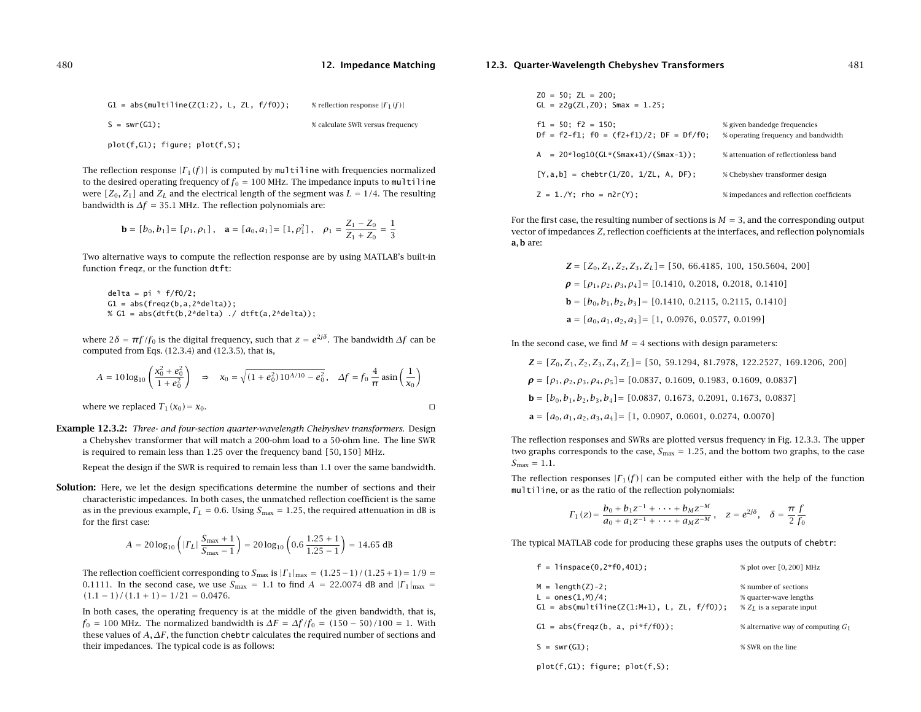```
G1 = abs(multiline(Z(1:2), L, ZL, f/f0));      % reflection response |Γ1(f)|

S = swr(G1);                                    % calculate SWR versus frequency

plot(f,G1); figure; plot(f,S);
```

The reflection response $|\Gamma_1(f)|$ is computed by `multiline` with frequencies normalized to the desired operating frequency of $f_0 = 100$ MHz. The impedance inputs to `multiline` were $[Z_0, Z_1]$ and $Z_L$ and the electrical length of the segment was $L = 1/4$. The resulting bandwidth is $\Delta f = 35.1$ MHz. The reflection polynomials are:

$$\mathbf{b} = [b_0, b_1] = [\rho_1, \rho_1], \quad \mathbf{a} = [a_0, a_1] = [1, \rho_1^2], \quad \rho_1 = \frac{Z_1 - Z_0}{Z_1 + Z_0} = \frac{1}{3}$$

Two alternative ways to compute the reflection response are by using MATLAB's built-in function `freqz`, or the function `dtft`:

```
delta = pi * f/f0/2;
G1 = abs(freqz(b,a,2*delta));
% G1 = abs(dtft(b,2*delta) ./ dtft(a,2*delta));
```

where $2\delta = \pi f/f_0$ is the digital frequency, such that $z = e^{2j\delta}$. The bandwidth $\Delta f$ can be computed from Eqs. (12.3.4) and (12.3.5), that is,

$$A = 10\log_{10}\left(\frac{x_0^2 + e_0^2}{1 + e_0^2}\right) \quad \Rightarrow \quad x_0 = \sqrt{(1 + e_0^2)\,10^{A/10} - e_0^2}, \quad \Delta f = f_0\,\frac{4}{\pi}\,\mathrm{asin}\left(\frac{1}{x_0}\right)$$

where we replaced $T_1(x_0) = x_0$. □

**Example 12.3.2:** *Three- and four-section quarter-wavelength Chebyshev transformers.* Design a Chebyshev transformer that will match a 200-ohm load to a 50-ohm line. The line SWR is required to remain less than 1.25 over the frequency band $[50, 150]$ MHz.

Repeat the design if the SWR is required to remain less than 1.1 over the same bandwidth.

**Solution:** Here, we let the design specifications determine the number of sections and their characteristic impedances. In both cases, the unmatched reflection coefficient is the same as in the previous example, $\Gamma_L = 0.6$. Using $S_{\max} = 1.25$, the required attenuation in dB is for the first case:

$$A = 20\log_{10}\left(|\Gamma_L|\,\frac{S_{\max} + 1}{S_{\max} - 1}\right) = 20\log_{10}\left(0.6\,\frac{1.25 + 1}{1.25 - 1}\right) = 14.65\text{ dB}$$

The reflection coefficient corresponding to $S_{\max}$ is $|\Gamma_1|_{\max} = (1.25-1)/(1.25+1) = 1/9 = 0.1111$. In the second case, we use $S_{\max} = 1.1$ to find $A = 22.0074$ dB and $|\Gamma_1|_{\max} = (1.1 - 1)/(1.1 + 1) = 1/21 = 0.0476$.

In both cases, the operating frequency is at the middle of the given bandwidth, that is, $f_0 = 100$ MHz. The normalized bandwidth is $\Delta F = \Delta f/f_0 = (150 - 50)/100 = 1$. With these values of $A, \Delta F$, the function `chebtr` calculates the required number of sections and their impedances. The typical code is as follows:

```
Z0 = 50; ZL = 200;
GL = z2g(ZL,Z0); Smax = 1.25;

f1 = 50; f2 = 150;                              % given bandedge frequencies
Df = f2-f1; f0 = (f2+f1)/2; DF = Df/f0;         % operating frequency and bandwidth

A  = 20*log10(GL*(Smax+1)/(Smax-1));            % attenuation of reflectionless band

[Y,a,b] = chebtr(1/Z0, 1/ZL, A, DF);            % Chebyshev transformer design

Z = 1./Y; rho = n2r(Y);                         % impedances and reflection coefficients
```

For the first case, the resulting number of sections is $M = 3$, and the corresponding output vector of impedances $Z$, reflection coefficients at the interfaces, and reflection polynomials $\mathbf{a}, \mathbf{b}$ are:

$$\boldsymbol{Z} = [Z_0, Z_1, Z_2, Z_3, Z_L] = [50,\ 66.4185,\ 100,\ 150.5604,\ 200]$$
$$\boldsymbol{\rho} = [\rho_1, \rho_2, \rho_3, \rho_4] = [0.1410,\ 0.2018,\ 0.2018,\ 0.1410]$$
$$\mathbf{b} = [b_0, b_1, b_2, b_3] = [0.1410,\ 0.2115,\ 0.2115,\ 0.1410]$$
$$\mathbf{a} = [a_0, a_1, a_2, a_3] = [1,\ 0.0976,\ 0.0577,\ 0.0199]$$

In the second case, we find $M = 4$ sections with design parameters:

$$\boldsymbol{Z} = [Z_0, Z_1, Z_2, Z_3, Z_4, Z_L] = [50,\ 59.1294,\ 81.7978,\ 122.2527,\ 169.1206,\ 200]$$
$$\boldsymbol{\rho} = [\rho_1, \rho_2, \rho_3, \rho_4, \rho_5] = [0.0837,\ 0.1609,\ 0.1983,\ 0.1609,\ 0.0837]$$
$$\mathbf{b} = [b_0, b_1, b_2, b_3, b_4] = [0.0837,\ 0.1673,\ 0.2091,\ 0.1673,\ 0.0837]$$
$$\mathbf{a} = [a_0, a_1, a_2, a_3, a_4] = [1,\ 0.0907,\ 0.0601,\ 0.0274,\ 0.0070]$$

The reflection responses and SWRs are plotted versus frequency in Fig. 12.3.3. The upper two graphs corresponds to the case, $S_{\max} = 1.25$, and the bottom two graphs, to the case $S_{\max} = 1.1$.

The reflection responses $|\Gamma_1(f)|$ can be computed either with the help of the function `multiline`, or as the ratio of the reflection polynomials:

$$\Gamma_1(z) = \frac{b_0 + b_1 z^{-1} + \cdots + b_M z^{-M}}{a_0 + a_1 z^{-1} + \cdots + a_M z^{-M}}, \quad z = e^{2j\delta}, \quad \delta = \frac{\pi}{2}\frac{f}{f_0}$$

The typical MATLAB code for producing these graphs uses the outputs of `chebtr`:

```
f = linspace(0,2*f0,401);                       % plot over [0,200] MHz

M = length(Z)-2;                                % number of sections
L = ones(1,M)/4;                                % quarter-wave lengths
G1 = abs(multiline(Z(1:M+1), L, ZL, f/f0));     % Z_L is a separate input

G1 = abs(freqz(b, a, pi*f/f0));                 % alternative way of computing G1

S = swr(G1);                                    % SWR on the line

plot(f,G1); figure; plot(f,S);
```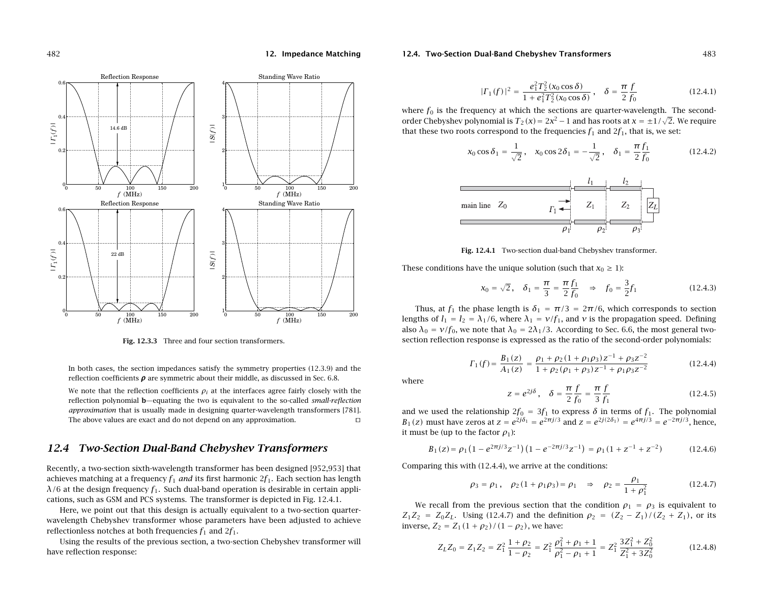Fig. 12.3.3 Three and four section transformers.

In both cases, the section impedances satisfy the symmetry properties (12.3.9) and the reflection coefficients $\boldsymbol{\rho}$ are symmetric about their middle, as discussed in Sec. 6.8.

We note that the reflection coefficients $\rho_i$ at the interfaces agree fairly closely with the reflection polynomial $\mathbf{b}$—equating the two is equivalent to the so-called *small-reflection approximation* that is usually made in designing quarter-wavelength transformers [781]. The above values are exact and do not depend on any approximation. □

## 12.4 Two-Section Dual-Band Chebyshev Transformers

Recently, a two-section sixth-wavelength transformer has been designed [952,953] that achieves matching at a frequency $f_1$ *and* its first harmonic $2f_1$. Each section has length $\lambda/6$ at the design frequency $f_1$. Such dual-band operation is desirable in certain applications, such as GSM and PCS systems. The transformer is depicted in Fig. 12.4.1.

Here, we point out that this design is actually equivalent to a two-section quarter-wavelength Chebyshev transformer whose parameters have been adjusted to achieve reflectionless notches at both frequencies $f_1$ and $2f_1$.

Using the results of the previous section, a two-section Chebyshev transformer will have reflection response:

$$|\Gamma_1(f)|^2 = \frac{e_1^2 T_2^2(x_0\cos\delta)}{1 + e_1^2 T_2^2(x_0\cos\delta)}\,, \quad \delta = \frac{\pi}{2}\frac{f}{f_0} \tag{12.4.1}$$

where $f_0$ is the frequency at which the sections are quarter-wavelength. The second-order Chebyshev polynomial is $T_2(x) = 2x^2 - 1$ and has roots at $x = \pm 1/\sqrt{2}$. We require that these two roots correspond to the frequencies $f_1$ and $2f_1$, that is, we set:

$$x_0\cos\delta_1 = \frac{1}{\sqrt{2}}\,, \quad x_0\cos 2\delta_1 = -\frac{1}{\sqrt{2}}\,, \quad \delta_1 = \frac{\pi}{2}\frac{f_1}{f_0} \tag{12.4.2}$$

Fig. 12.4.1 Two-section dual-band Chebyshev transformer.

These conditions have the unique solution (such that $x_0 \geq 1$):

$$x_0 = \sqrt{2}\,, \quad \delta_1 = \frac{\pi}{3} = \frac{\pi}{2}\frac{f_1}{f_0} \quad \Rightarrow \quad f_0 = \frac{3}{2}f_1 \tag{12.4.3}$$

Thus, at $f_1$ the phase length is $\delta_1 = \pi/3 = 2\pi/6$, which corresponds to section lengths of $l_1 = l_2 = \lambda_1/6$, where $\lambda_1 = v/f_1$, and $v$ is the propagation speed. Defining also $\lambda_0 = v/f_0$, we note that $\lambda_0 = 2\lambda_1/3$. According to Sec. 6.6, the most general two-section reflection response is expressed as the ratio of the second-order polynomials:

$$\Gamma_1(f) = \frac{B_1(z)}{A_1(z)} = \frac{\rho_1 + \rho_2(1+\rho_1\rho_3)z^{-1} + \rho_3 z^{-2}}{1 + \rho_2(\rho_1+\rho_3)z^{-1} + \rho_1\rho_3 z^{-2}} \tag{12.4.4}$$

where

$$z = e^{2j\delta}\,, \quad \delta = \frac{\pi}{2}\frac{f}{f_0} = \frac{\pi}{3}\frac{f}{f_1} \tag{12.4.5}$$

and we used the relationship $2f_0 = 3f_1$ to express $\delta$ in terms of $f_1$. The polynomial $B_1(z)$ must have zeros at $z = e^{2j\delta_1} = e^{2\pi j/3}$ and $z = e^{2j(2\delta_1)} = e^{4\pi j/3} = e^{-2\pi j/3}$, hence, it must be (up to the factor $\rho_1$):

$$B_1(z) = \rho_1\left(1 - e^{2\pi j/3}z^{-1}\right)\left(1 - e^{-2\pi j/3}z^{-1}\right) = \rho_1(1 + z^{-1} + z^{-2}) \tag{12.4.6}$$

Comparing this with (12.4.4), we arrive at the conditions:

$$\rho_3 = \rho_1\,, \quad \rho_2(1+\rho_1\rho_3) = \rho_1 \quad \Rightarrow \quad \rho_2 = \frac{\rho_1}{1+\rho_1^2} \tag{12.4.7}$$

We recall from the previous section that the condition $\rho_1 = \rho_3$ is equivalent to $Z_1 Z_2 = Z_0 Z_L$. Using (12.4.7) and the definition $\rho_2 = (Z_2 - Z_1)/(Z_2 + Z_1)$, or its inverse, $Z_2 = Z_1(1+\rho_2)/(1-\rho_2)$, we have:

$$Z_L Z_0 = Z_1 Z_2 = Z_1^2\frac{1+\rho_2}{1-\rho_2} = Z_1^2\frac{\rho_1^2+\rho_1+1}{\rho_1^2-\rho_1+1} = Z_1^2\frac{3Z_1^2+Z_0^2}{Z_1^2+3Z_0^2} \tag{12.4.8}$$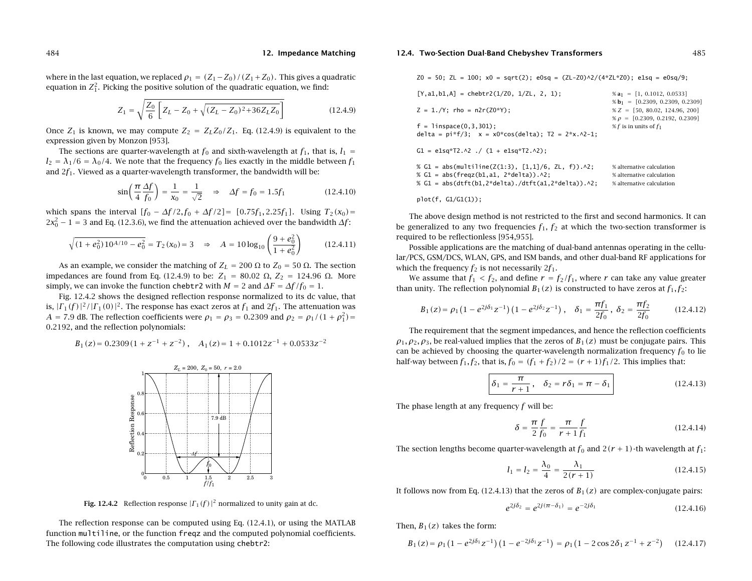where in the last equation, we replaced $\rho_1 = (Z_1 - Z_0)/(Z_1 + Z_0)$. This gives a quadratic equation in $Z_1^2$. Picking the positive solution of the quadratic equation, we find:

$$Z_1 = \sqrt{\frac{Z_0}{6}\left[Z_L - Z_0 + \sqrt{(Z_L - Z_0)^2 + 36 Z_L Z_0}\right]} \tag{12.4.9}$$

Once $Z_1$ is known, we may compute $Z_2 = Z_L Z_0 / Z_1$. Eq. (12.4.9) is equivalent to the expression given by Monzon [953].

The sections are quarter-wavelength at $f_0$ and sixth-wavelength at $f_1$, that is, $l_1 = l_2 = \lambda_1/6 = \lambda_0/4$. We note that the frequency $f_0$ lies exactly in the middle between $f_1$ and $2f_1$. Viewed as a quarter-wavelength transformer, the bandwidth will be:

$$\sin\left(\frac{\pi}{4}\frac{\Delta f}{f_0}\right) = \frac{1}{x_0} = \frac{1}{\sqrt{2}} \quad \Rightarrow \quad \Delta f = f_0 = 1.5 f_1 \tag{12.4.10}$$

which spans the interval $[f_0 - \Delta f/2, f_0 + \Delta f/2] = [0.75 f_1, 2.25 f_1]$. Using $T_2(x_0) = 2x_0^2 - 1 = 3$ and Eq. (12.3.6), we find the attenuation achieved over the bandwidth $\Delta f$:

$$\sqrt{(1 + e_0^2)10^{A/10} - e_0^2} = T_2(x_0) = 3 \quad \Rightarrow \quad A = 10\log_{10}\left(\frac{9 + e_0^2}{1 + e_0^2}\right) \tag{12.4.11}$$

As an example, we consider the matching of $Z_L = 200\ \Omega$ to $Z_0 = 50\ \Omega$. The section impedances are found from Eq. (12.4.9) to be: $Z_1 = 80.02\ \Omega$, $Z_2 = 124.96\ \Omega$. More simply, we can invoke the function `chebtr2` with $M = 2$ and $\Delta F = \Delta f / f_0 = 1$.

Fig. 12.4.2 shows the designed reflection response normalized to its dc value, that is, $|\Gamma_1(f)|^2/|\Gamma_1(0)|^2$. The response has exact zeros at $f_1$ and $2f_1$. The attenuation was $A = 7.9$ dB. The reflection coefficients were $\rho_1 = \rho_3 = 0.2309$ and $\rho_2 = \rho_1/(1 + \rho_1^2) = 0.2192$, and the reflection polynomials:

$$B_1(z) = 0.2309(1 + z^{-1} + z^{-2}), \quad A_1(z) = 1 + 0.1012 z^{-1} + 0.0533 z^{-2}$$

**Fig. 12.4.2** Reflection response $|\Gamma_1(f)|^2$ normalized to unity gain at dc.

The reflection response can be computed using Eq. (12.4.1), or using the MATLAB function `multiline`, or the function `freqz` and the computed polynomial coefficients. The following code illustrates the computation using `chebtr2`:

```
Z0 = 50; ZL = 100; x0 = sqrt(2); e0sq = (ZL-Z0)^2/(4*ZL*Z0); e1sq = e0sq/9;

[Y,a1,b1,A] = chebtr2(1/Z0, 1/ZL, 2, 1);          % a1 = [1, 0.1012, 0.0533]
                                                   % b1 = [0.2309, 0.2309, 0.2309]
Z = 1./Y; rho = n2r(Z0*Y);                         % Z = [50, 80.02, 124.96, 200]
                                                   % ρ = [0.2309, 0.2192, 0.2309]
f = linspace(0,3,301);                             % f is in units of f1
delta = pi*f/3;  x = x0*cos(delta); T2 = 2*x.^2-1;

G1 = e1sq*T2.^2 ./ (1 + e1sq*T2.^2);

% G1 = abs(multiline(Z(1:3), [1,1]/6, ZL, f)).^2;        % alternative calculation
% G1 = abs(freqz(b1,a1, 2*delta)).^2;                     % alternative calculation
% G1 = abs(dtft(b1,2*delta)./dtft(a1,2*delta)).^2;        % alternative calculation

plot(f, G1/G1(1));
```

The above design method is not restricted to the first and second harmonics. It can be generalized to any two frequencies $f_1$, $f_2$ at which the two-section transformer is required to be reflectionless [954,955].

Possible applications are the matching of dual-band antennas operating in the cellular/PCS, GSM/DCS, WLAN, GPS, and ISM bands, and other dual-band RF applications for which the frequency $f_2$ is not necessarily $2f_1$.

We assume that $f_1 < f_2$, and define $r = f_2/f_1$, where $r$ can take any value greater than unity. The reflection polynomial $B_1(z)$ is constructed to have zeros at $f_1, f_2$:

$$B_1(z) = \rho_1\left(1 - e^{2j\delta_1}z^{-1}\right)\left(1 - e^{2j\delta_2}z^{-1}\right), \quad \delta_1 = \frac{\pi f_1}{2f_0}, \ \delta_2 = \frac{\pi f_2}{2f_0} \tag{12.4.12}$$

The requirement that the segment impedances, and hence the reflection coefficients $\rho_1, \rho_2, \rho_3$, be real-valued implies that the zeros of $B_1(z)$ must be conjugate pairs. This can be achieved by choosing the quarter-wavelength normalization frequency $f_0$ to lie half-way between $f_1, f_2$, that is, $f_0 = (f_1 + f_2)/2 = (r+1)f_1/2$. This implies that:

$$\boxed{\delta_1 = \frac{\pi}{r+1}, \quad \delta_2 = r\delta_1 = \pi - \delta_1} \tag{12.4.13}$$

The phase length at any frequency $f$ will be:

$$\delta = \frac{\pi}{2}\frac{f}{f_0} = \frac{\pi}{r+1}\frac{f}{f_1} \tag{12.4.14}$$

The section lengths become quarter-wavelength at $f_0$ and $2(r+1)$-th wavelength at $f_1$:

$$l_1 = l_2 = \frac{\lambda_0}{4} = \frac{\lambda_1}{2(r+1)} \tag{12.4.15}$$

It follows now from Eq. (12.4.13) that the zeros of $B_1(z)$ are complex-conjugate pairs:

$$e^{2j\delta_2} = e^{2j(\pi - \delta_1)} = e^{-2j\delta_1} \tag{12.4.16}$$

Then, $B_1(z)$ takes the form:

$$B_1(z) = \rho_1\left(1 - e^{2j\delta_1}z^{-1}\right)\left(1 - e^{-2j\delta_1}z^{-1}\right) = \rho_1\left(1 - 2\cos 2\delta_1\, z^{-1} + z^{-2}\right) \tag{12.4.17}$$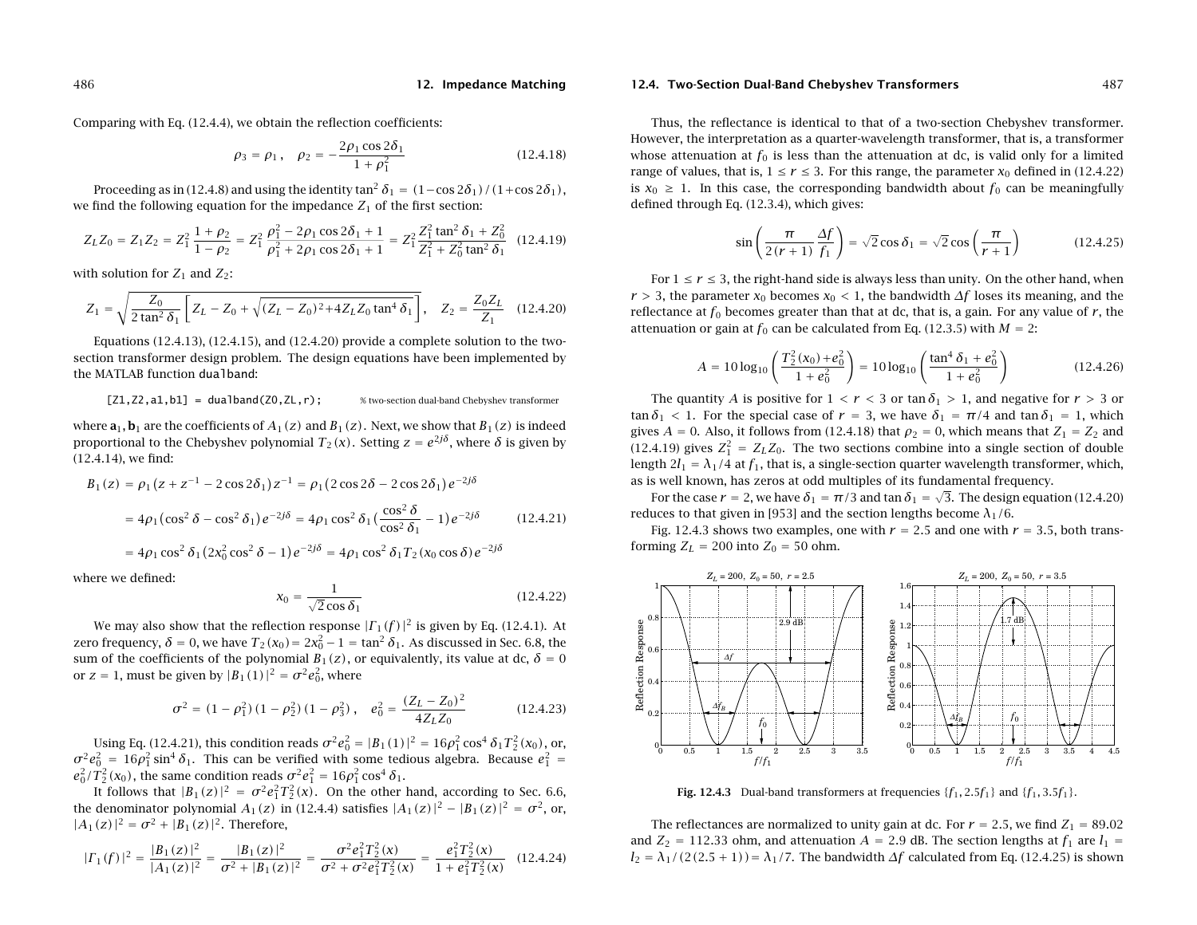Comparing with Eq. (12.4.4), we obtain the reflection coefficients:

$$\rho_3 = \rho_1\,, \quad \rho_2 = -\frac{2\rho_1\cos 2\delta_1}{1+\rho_1^2} \tag{12.4.18}$$

Proceeding as in (12.4.8) and using the identity $\tan^2\delta_1 = (1-\cos 2\delta_1)/(1+\cos 2\delta_1)$, we find the following equation for the impedance $Z_1$ of the first section:

$$Z_L Z_0 = Z_1 Z_2 = Z_1^2\,\frac{1+\rho_2}{1-\rho_2} = Z_1^2\,\frac{\rho_1^2 - 2\rho_1\cos 2\delta_1 + 1}{\rho_1^2 + 2\rho_1\cos 2\delta_1 + 1} = Z_1^2\,\frac{Z_1^2\tan^2\delta_1 + Z_0^2}{Z_1^2 + Z_0^2\tan^2\delta_1} \tag{12.4.19}$$

with solution for $Z_1$ and $Z_2$:

$$Z_1 = \sqrt{\frac{Z_0}{2\tan^2\delta_1}\left[Z_L - Z_0 + \sqrt{(Z_L-Z_0)^2 + 4Z_L Z_0\tan^4\delta_1}\,\right]}\,, \quad Z_2 = \frac{Z_0 Z_L}{Z_1} \tag{12.4.20}$$

Equations (12.4.13), (12.4.15), and (12.4.20) provide a complete solution to the two-section transformer design problem. The design equations have been implemented by the MATLAB function `dualband`:

```
[Z1,Z2,a1,b1] = dualband(Z0,ZL,r);        % two-section dual-band Chebyshev transformer
```

where $\mathbf{a}_1, \mathbf{b}_1$ are the coefficients of $A_1(z)$ and $B_1(z)$. Next, we show that $B_1(z)$ is indeed proportional to the Chebyshev polynomial $T_2(x)$. Setting $z = e^{2j\delta}$, where $\delta$ is given by (12.4.14), we find:

$$\begin{aligned}
B_1(z) &= \rho_1\big(z + z^{-1} - 2\cos 2\delta_1\big)z^{-1} = \rho_1\big(2\cos 2\delta - 2\cos 2\delta_1\big)e^{-2j\delta} \\
&= 4\rho_1\big(\cos^2\delta - \cos^2\delta_1\big)e^{-2j\delta} = 4\rho_1\cos^2\delta_1\big(\frac{\cos^2\delta}{\cos^2\delta_1} - 1\big)e^{-2j\delta} \\
&= 4\rho_1\cos^2\delta_1\big(2x_0^2\cos^2\delta - 1\big)e^{-2j\delta} = 4\rho_1\cos^2\delta_1 T_2(x_0\cos\delta)\,e^{-2j\delta}
\end{aligned} \tag{12.4.21}$$

where we defined:

$$x_0 = \frac{1}{\sqrt{2}\cos\delta_1} \tag{12.4.22}$$

We may also show that the reflection response $|\Gamma_1(f)|^2$ is given by Eq. (12.4.1). At zero frequency, $\delta = 0$, we have $T_2(x_0) = 2x_0^2 - 1 = \tan^2\delta_1$. As discussed in Sec. 6.8, the sum of the coefficients of the polynomial $B_1(z)$, or equivalently, its value at dc, $\delta = 0$ or $z = 1$, must be given by $|B_1(1)|^2 = \sigma^2 e_0^2$, where

$$\sigma^2 = (1-\rho_1^2)(1-\rho_2^2)(1-\rho_3^2)\,, \quad e_0^2 = \frac{(Z_L - Z_0)^2}{4Z_L Z_0} \tag{12.4.23}$$

Using Eq. (12.4.21), this condition reads $\sigma^2 e_0^2 = |B_1(1)|^2 = 16\rho_1^2\cos^4\delta_1 T_2^2(x_0)$, or, $\sigma^2 e_0^2 = 16\rho_1^2\sin^4\delta_1$. This can be verified with some tedious algebra. Because $e_1^2 = e_0^2/T_2^2(x_0)$, the same condition reads $\sigma^2 e_1^2 = 16\rho_1^2\cos^4\delta_1$.

It follows that $|B_1(z)|^2 = \sigma^2 e_1^2 T_2^2(x)$. On the other hand, according to Sec. 6.6, the denominator polynomial $A_1(z)$ in (12.4.4) satisfies $|A_1(z)|^2 - |B_1(z)|^2 = \sigma^2$, or, $|A_1(z)|^2 = \sigma^2 + |B_1(z)|^2$. Therefore,

$$|\Gamma_1(f)|^2 = \frac{|B_1(z)|^2}{|A_1(z)|^2} = \frac{|B_1(z)|^2}{\sigma^2 + |B_1(z)|^2} = \frac{\sigma^2 e_1^2 T_2^2(x)}{\sigma^2 + \sigma^2 e_1^2 T_2^2(x)} = \frac{e_1^2 T_2^2(x)}{1 + e_1^2 T_2^2(x)} \tag{12.4.24}$$

Thus, the reflectance is identical to that of a two-section Chebyshev transformer. However, the interpretation as a quarter-wavelength transformer, that is, a transformer whose attenuation at $f_0$ is less than the attenuation at dc, is valid only for a limited range of values, that is, $1 \le r \le 3$. For this range, the parameter $x_0$ defined in (12.4.22) is $x_0 \ge 1$. In this case, the corresponding bandwidth about $f_0$ can be meaningfully defined through Eq. (12.3.4), which gives:

$$\sin\left(\frac{\pi}{2(r+1)}\frac{\Delta f}{f_1}\right) = \sqrt{2}\cos\delta_1 = \sqrt{2}\cos\left(\frac{\pi}{r+1}\right) \tag{12.4.25}$$

For $1 \le r \le 3$, the right-hand side is always less than unity. On the other hand, when $r > 3$, the parameter $x_0$ becomes $x_0 < 1$, the bandwidth $\Delta f$ loses its meaning, and the reflectance at $f_0$ becomes greater than that at dc, that is, a gain. For any value of $r$, the attenuation or gain at $f_0$ can be calculated from Eq. (12.3.5) with $M = 2$:

$$A = 10\log_{10}\left(\frac{T_2^2(x_0) + e_0^2}{1 + e_0^2}\right) = 10\log_{10}\left(\frac{\tan^4\delta_1 + e_0^2}{1 + e_0^2}\right) \tag{12.4.26}$$

The quantity $A$ is positive for $1 < r < 3$ or $\tan\delta_1 > 1$, and negative for $r > 3$ or $\tan\delta_1 < 1$. For the special case of $r = 3$, we have $\delta_1 = \pi/4$ and $\tan\delta_1 = 1$, which gives $A = 0$. Also, it follows from (12.4.18) that $\rho_2 = 0$, which means that $Z_1 = Z_2$ and (12.4.19) gives $Z_1^2 = Z_L Z_0$. The two sections combine into a single section of double length $2l_1 = \lambda_1/4$ at $f_1$, that is, a single-section quarter wavelength transformer, which, as is well known, has zeros at odd multiples of its fundamental frequency.

For the case $r = 2$, we have $\delta_1 = \pi/3$ and $\tan\delta_1 = \sqrt{3}$. The design equation (12.4.20) reduces to that given in [953] and the section lengths become $\lambda_1/6$.

Fig. 12.4.3 shows two examples, one with $r = 2.5$ and one with $r = 3.5$, both transforming $Z_L = 200$ into $Z_0 = 50$ ohm.

**Fig. 12.4.3** Dual-band transformers at frequencies $\{f_1, 2.5f_1\}$ and $\{f_1, 3.5f_1\}$.

The reflectances are normalized to unity gain at dc. For $r = 2.5$, we find $Z_1 = 89.02$ and $Z_2 = 112.33$ ohm, and attenuation $A = 2.9$ dB. The section lengths at $f_1$ are $l_1 = l_2 = \lambda_1/(2(2.5+1)) = \lambda_1/7$. The bandwidth $\Delta f$ calculated from Eq. (12.4.25) is shown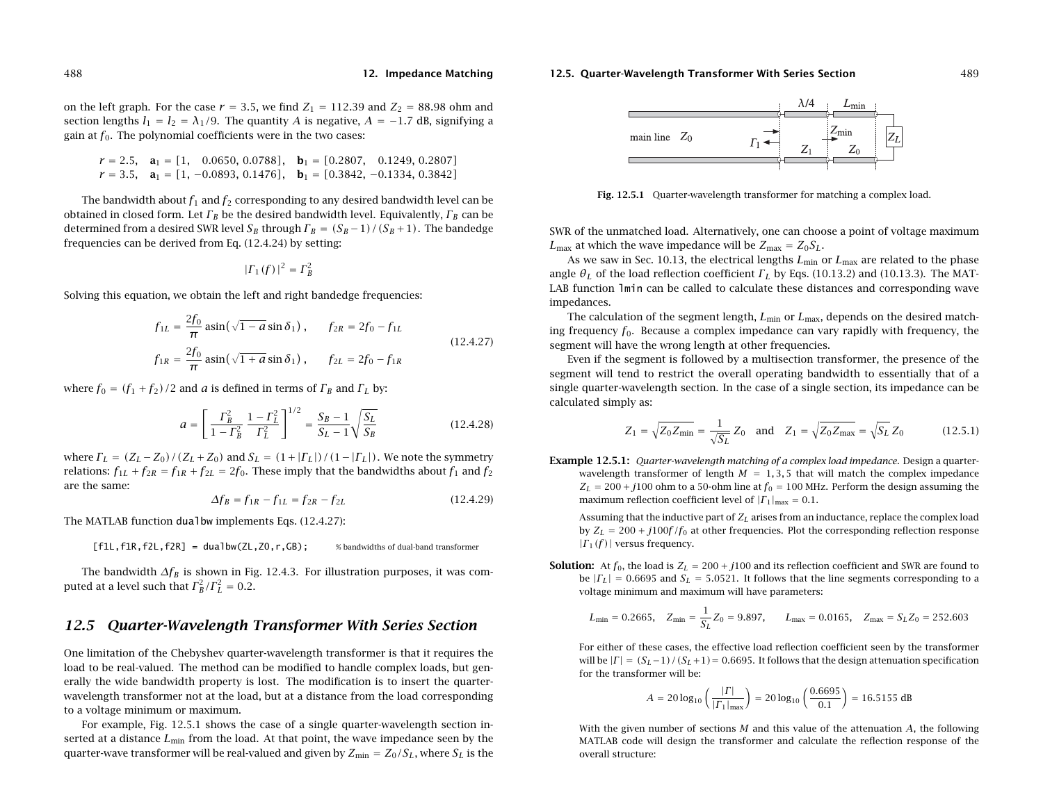on the left graph. For the case $r = 3.5$, we find $Z_1 = 112.39$ and $Z_2 = 88.98$ ohm and section lengths $l_1 = l_2 = \lambda_1/9$. The quantity $A$ is negative, $A = -1.7$ dB, signifying a gain at $f_0$. The polynomial coefficients were in the two cases:

$$
\begin{aligned}
r &= 2.5, \quad \mathbf{a}_1 = [1, \quad 0.0650, 0.0788], \quad \mathbf{b}_1 = [0.2807, \quad 0.1249, 0.2807] \\
r &= 3.5, \quad \mathbf{a}_1 = [1, -0.0893, 0.1476], \quad \mathbf{b}_1 = [0.3842, -0.1334, 0.3842]
\end{aligned}
$$

The bandwidth about $f_1$ and $f_2$ corresponding to any desired bandwidth level can be obtained in closed form. Let $\Gamma_B$ be the desired bandwidth level. Equivalently, $\Gamma_B$ can be determined from a desired SWR level $S_B$ through $\Gamma_B = (S_B - 1)/(S_B + 1)$. The bandedge frequencies can be derived from Eq. (12.4.24) by setting:

$$
|\Gamma_1(f)|^2 = \Gamma_B^2
$$

Solving this equation, we obtain the left and right bandedge frequencies:

$$
\begin{aligned}
f_{1L} &= \frac{2f_0}{\pi}\,\text{asin}\big(\sqrt{1-a}\,\sin\delta_1\big)\,, \qquad f_{2R} = 2f_0 - f_{1L} \\
f_{1R} &= \frac{2f_0}{\pi}\,\text{asin}\big(\sqrt{1+a}\,\sin\delta_1\big)\,, \qquad f_{2L} = 2f_0 - f_{1R}
\end{aligned}
\tag{12.4.27}
$$

where $f_0 = (f_1 + f_2)/2$ and $a$ is defined in terms of $\Gamma_B$ and $\Gamma_L$ by:

$$
a = \left[\frac{\Gamma_B^2}{1-\Gamma_B^2}\,\frac{1-\Gamma_L^2}{\Gamma_L^2}\right]^{1/2} = \frac{S_B - 1}{S_L - 1}\sqrt{\frac{S_L}{S_B}}
\tag{12.4.28}
$$

where $\Gamma_L = (Z_L - Z_0)/(Z_L + Z_0)$ and $S_L = (1+|\Gamma_L|)/(1-|\Gamma_L|)$. We note the symmetry relations: $f_{1L} + f_{2R} = f_{1R} + f_{2L} = 2f_0$. These imply that the bandwidths about $f_1$ and $f_2$ are the same:

$$
\Delta f_B = f_{1R} - f_{1L} = f_{2R} - f_{2L}
\tag{12.4.29}
$$

The MATLAB function `dualbw` implements Eqs. (12.4.27):

```
[f1L,f1R,f2L,f2R] = dualbw(ZL,Z0,r,GB);      % bandwidths of dual-band transformer
```

The bandwidth $\Delta f_B$ is shown in Fig. 12.4.3. For illustration purposes, it was computed at a level such that $\Gamma_B^2/\Gamma_L^2 = 0.2$.

## 12.5 Quarter-Wavelength Transformer With Series Section

One limitation of the Chebyshev quarter-wavelength transformer is that it requires the load to be real-valued. The method can be modified to handle complex loads, but generally the wide bandwidth property is lost. The modification is to insert the quarter-wavelength transformer not at the load, but at a distance from the load corresponding to a voltage minimum or maximum.

For example, Fig. 12.5.1 shows the case of a single quarter-wavelength section inserted at a distance $L_{\min}$ from the load. At that point, the wave impedance seen by the quarter-wave transformer will be real-valued and given by $Z_{\min} = Z_0/S_L$, where $S_L$ is the

**Fig. 12.5.1** Quarter-wavelength transformer for matching a complex load.

SWR of the unmatched load. Alternatively, one can choose a point of voltage maximum $L_{\max}$ at which the wave impedance will be $Z_{\max} = Z_0 S_L$.

As we saw in Sec. 10.13, the electrical lengths $L_{\min}$ or $L_{\max}$ are related to the phase angle $\theta_L$ of the load reflection coefficient $\Gamma_L$ by Eqs. (10.13.2) and (10.13.3). The MATLAB function `lmin` can be called to calculate these distances and corresponding wave impedances.

The calculation of the segment length, $L_{\min}$ or $L_{\max}$, depends on the desired matching frequency $f_0$. Because a complex impedance can vary rapidly with frequency, the segment will have the wrong length at other frequencies.

Even if the segment is followed by a multisection transformer, the presence of the segment will tend to restrict the overall operating bandwidth to essentially that of a single quarter-wavelength section. In the case of a single section, its impedance can be calculated simply as:

$$
Z_1 = \sqrt{Z_0 Z_{\min}} = \frac{1}{\sqrt{S_L}}\,Z_0 \quad \text{and} \quad Z_1 = \sqrt{Z_0 Z_{\max}} = \sqrt{S_L}\,Z_0
\tag{12.5.1}
$$

**Example 12.5.1:** *Quarter-wavelength matching of a complex load impedance.* Design a quarter-wavelength transformer of length $M = 1, 3, 5$ that will match the complex impedance $Z_L = 200 + j100$ ohm to a 50-ohm line at $f_0 = 100$ MHz. Perform the design assuming the maximum reflection coefficient level of $|\Gamma_1|_{\max} = 0.1$.

Assuming that the inductive part of $Z_L$ arises from an inductance, replace the complex load by $Z_L = 200 + j100f/f_0$ at other frequencies. Plot the corresponding reflection response $|\Gamma_1(f)|$ versus frequency.

**Solution:** At $f_0$, the load is $Z_L = 200 + j100$ and its reflection coefficient and SWR are found to be $|\Gamma_L| = 0.6695$ and $S_L = 5.0521$. It follows that the line segments corresponding to a voltage minimum and maximum will have parameters:

$$
L_{\min} = 0.2665, \quad Z_{\min} = \frac{1}{S_L}Z_0 = 9.897, \qquad L_{\max} = 0.0165, \quad Z_{\max} = S_L Z_0 = 252.603
$$

For either of these cases, the effective load reflection coefficient seen by the transformer will be $|\Gamma| = (S_L - 1)/(S_L + 1) = 0.6695$. It follows that the design attenuation specification for the transformer will be:

$$
A = 20\log_{10}\left(\frac{|\Gamma|}{|\Gamma_1|_{\max}}\right) = 20\log_{10}\left(\frac{0.6695}{0.1}\right) = 16.5155 \text{ dB}
$$

With the given number of sections $M$ and this value of the attenuation $A$, the following MATLAB code will design the transformer and calculate the reflection response of the overall structure: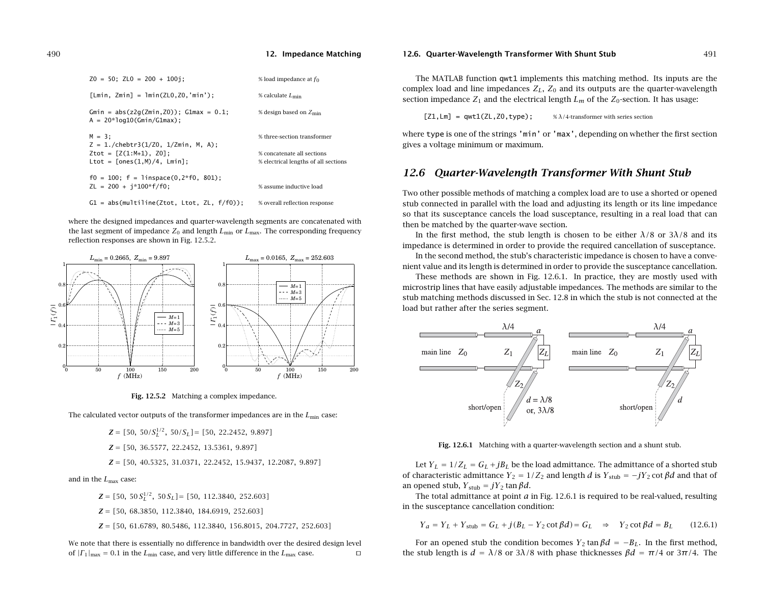```
Z0 = 50; ZL0 = 200 + 100j;                  % load impedance at f0

[Lmin, Zmin] = lmin(ZL0,Z0,'min');          % calculate Lmin

Gmin = abs(z2g(Zmin,Z0)); G1max = 0.1;      % design based on Zmin
A = 20*log10(Gmin/G1max);

M = 3;                                      % three-section transformer
Z = 1./chebtr3(1/Z0, 1/Zmin, M, A);
Ztot = [Z(1:M+1), Z0];                      % concatenate all sections
Ltot = [ones(1,M)/4, Lmin];                 % electrical lengths of all sections

f0 = 100; f = linspace(0,2*f0, 801);
ZL = 200 + j*100*f/f0;                      % assume inductive load

G1 = abs(multiline(Ztot, Ltot, ZL, f/f0));  % overall reflection response
```

where the designed impedances and quarter-wavelength segments are concatenated with the last segment of impedance $Z_0$ and length $L_{\min}$ or $L_{\max}$. The corresponding frequency reflection responses are shown in Fig. 12.5.2.

**Fig. 12.5.2** Matching a complex impedance.

The calculated vector outputs of the transformer impedances are in the $L_{\min}$ case:

$$\boldsymbol{Z} = [50,\ 50/S_L^{1/2},\ 50/S_L] = [50,\ 22.2452,\ 9.897]$$

$$\boldsymbol{Z} = [50,\ 36.5577,\ 22.2452,\ 13.5361,\ 9.897]$$

$$\boldsymbol{Z} = [50,\ 40.5325,\ 31.0371,\ 22.2452,\ 15.9437,\ 12.2087,\ 9.897]$$

and in the $L_{\max}$ case:

$$\boldsymbol{Z} = [50,\ 50S_L^{1/2},\ 50S_L] = [50,\ 112.3840,\ 252.603]$$

$$\boldsymbol{Z} = [50,\ 68.3850,\ 112.3840,\ 184.6919,\ 252.603]$$

$$\boldsymbol{Z} = [50,\ 61.6789,\ 80.5486,\ 112.3840,\ 156.8015,\ 204.7727,\ 252.603]$$

We note that there is essentially no difference in bandwidth over the desired design level of $|\Gamma_1|_{\max} = 0.1$ in the $L_{\min}$ case, and very little difference in the $L_{\max}$ case. □

The MATLAB function `qwt1` implements this matching method. Its inputs are the complex load and line impedances $Z_L$, $Z_0$ and its outputs are the quarter-wavelength section impedance $Z_1$ and the electrical length $L_m$ of the $Z_0$-section. It has usage:

```
[Z1,Lm] = qwt1(ZL,Z0,type);        % λ/4-transformer with series section
```

where `type` is one of the strings `'min'` or `'max'`, depending on whether the first section gives a voltage minimum or maximum.

## 12.6 Quarter-Wavelength Transformer With Shunt Stub

Two other possible methods of matching a complex load are to use a shorted or opened stub connected in parallel with the load and adjusting its length or its line impedance so that its susceptance cancels the load susceptance, resulting in a real load that can then be matched by the quarter-wave section.

In the first method, the stub length is chosen to be either $\lambda/8$ or $3\lambda/8$ and its impedance is determined in order to provide the required cancellation of susceptance.

In the second method, the stub's characteristic impedance is chosen to have a convenient value and its length is determined in order to provide the susceptance cancellation.

These methods are shown in Fig. 12.6.1. In practice, they are mostly used with microstrip lines that have easily adjustable impedances. The methods are similar to the stub matching methods discussed in Sec. 12.8 in which the stub is not connected at the load but rather after the series segment.

**Fig. 12.6.1** Matching with a quarter-wavelength section and a shunt stub.

Let $Y_L = 1/Z_L = G_L + jB_L$ be the load admittance. The admittance of a shorted stub of characteristic admittance $Y_2 = 1/Z_2$ and length $d$ is $Y_{\text{stub}} = -jY_2 \cot\beta d$ and that of an opened stub, $Y_{\text{stub}} = jY_2 \tan\beta d$.

The total admittance at point $a$ in Fig. 12.6.1 is required to be real-valued, resulting in the susceptance cancellation condition:

$$Y_a = Y_L + Y_{\text{stub}} = G_L + j(B_L - Y_2 \cot\beta d) = G_L \quad \Rightarrow \quad Y_2 \cot\beta d = B_L \tag{12.6.1}$$

For an opened stub the condition becomes $Y_2 \tan\beta d = -B_L$. In the first method, the stub length is $d = \lambda/8$ or $3\lambda/8$ with phase thicknesses $\beta d = \pi/4$ or $3\pi/4$. The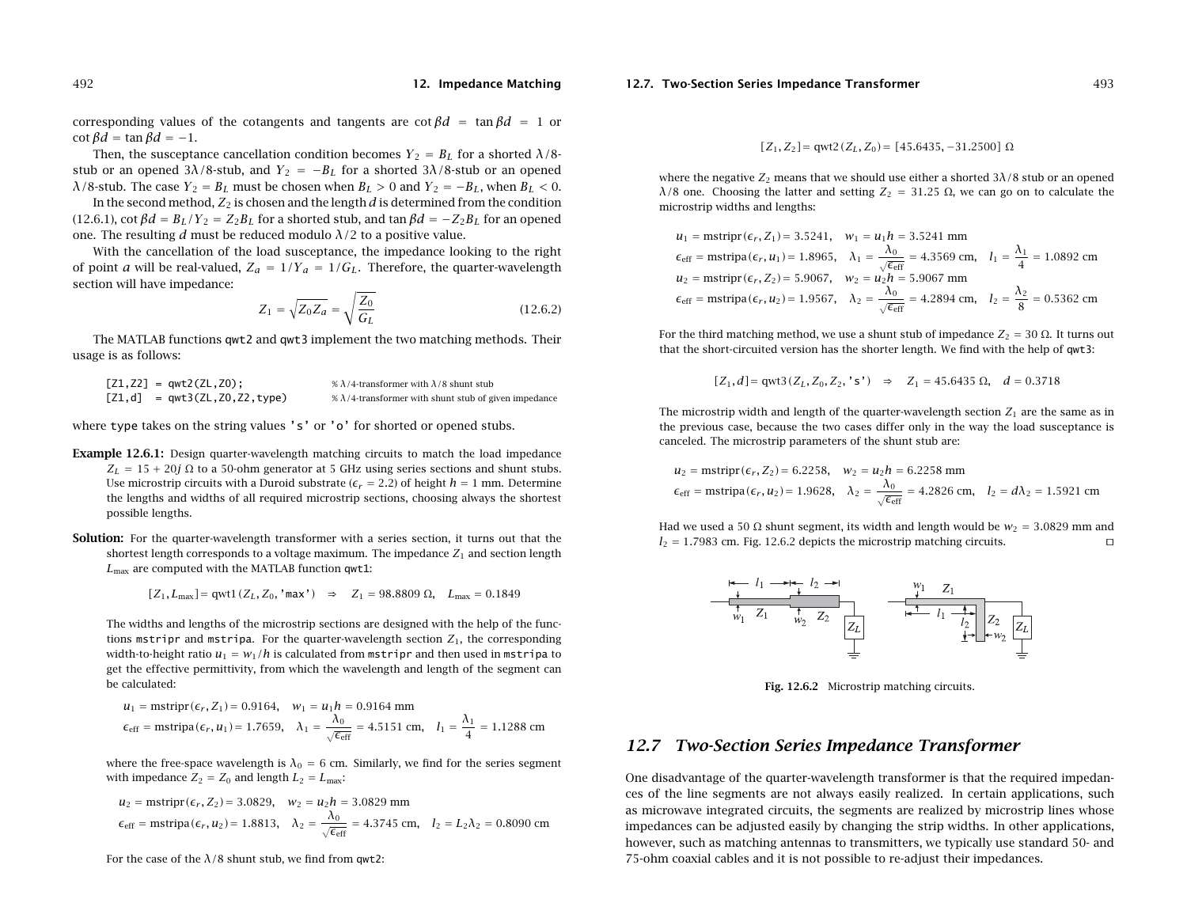corresponding values of the cotangents and tangents are $\cot\beta d = \tan\beta d = 1$ or $\cot\beta d = \tan\beta d = -1$.

Then, the susceptance cancellation condition becomes $Y_2 = B_L$ for a shorted $\lambda/8$-stub or an opened $3\lambda/8$-stub, and $Y_2 = -B_L$ for a shorted $3\lambda/8$-stub or an opened $\lambda/8$-stub. The case $Y_2 = B_L$ must be chosen when $B_L > 0$ and $Y_2 = -B_L$, when $B_L < 0$.

In the second method, $Z_2$ is chosen and the length $d$ is determined from the condition (12.6.1), $\cot\beta d = B_L/Y_2 = Z_2 B_L$ for a shorted stub, and $\tan\beta d = -Z_2 B_L$ for an opened one. The resulting $d$ must be reduced modulo $\lambda/2$ to a positive value.

With the cancellation of the load susceptance, the impedance looking to the right of point $a$ will be real-valued, $Z_a = 1/Y_a = 1/G_L$. Therefore, the quarter-wavelength section will have impedance:

$$Z_1 = \sqrt{Z_0 Z_a} = \sqrt{\frac{Z_0}{G_L}} \tag{12.6.2}$$

The MATLAB functions `qwt2` and `qwt3` implement the two matching methods. Their usage is as follows:

```
[Z1,Z2] = qwt2(ZL,Z0);               % λ/4-transformer with λ/8 shunt stub
[Z1,d]  = qwt3(ZL,Z0,Z2,type)        % λ/4-transformer with shunt stub of given impedance
```

where `type` takes on the string values `'s'` or `'o'` for shorted or opened stubs.

**Example 12.6.1:** Design quarter-wavelength matching circuits to match the load impedance $Z_L = 15 + 20j\ \Omega$ to a 50-ohm generator at 5 GHz using series sections and shunt stubs. Use microstrip circuits with a Duroid substrate ($\epsilon_r = 2.2$) of height $h = 1$ mm. Determine the lengths and widths of all required microstrip sections, choosing always the shortest possible lengths.

**Solution:** For the quarter-wavelength transformer with a series section, it turns out that the shortest length corresponds to a voltage maximum. The impedance $Z_1$ and section length $L_{max}$ are computed with the MATLAB function `qwt1`:

$$[Z_1, L_{max}] = \text{qwt1}(Z_L, Z_0, \text{'max'}) \quad\Rightarrow\quad Z_1 = 98.8809\ \Omega, \quad L_{max} = 0.1849$$

The widths and lengths of the microstrip sections are designed with the help of the functions `mstripr` and `mstripa`. For the quarter-wavelength section $Z_1$, the corresponding width-to-height ratio $u_1 = w_1/h$ is calculated from `mstripr` and then used in `mstripa` to get the effective permittivity, from which the wavelength and length of the segment can be calculated:

$$u_1 = \text{mstripr}(\epsilon_r, Z_1) = 0.9164, \quad w_1 = u_1 h = 0.9164 \text{ mm}$$
$$\epsilon_{eff} = \text{mstripa}(\epsilon_r, u_1) = 1.7659, \quad \lambda_1 = \frac{\lambda_0}{\sqrt{\epsilon_{eff}}} = 4.5151 \text{ cm}, \quad l_1 = \frac{\lambda_1}{4} = 1.1288 \text{ cm}$$

where the free-space wavelength is $\lambda_0 = 6$ cm. Similarly, we find for the series segment with impedance $Z_2 = Z_0$ and length $L_2 = L_{max}$:

$$u_2 = \text{mstripr}(\epsilon_r, Z_2) = 3.0829, \quad w_2 = u_2 h = 3.0829 \text{ mm}$$
$$\epsilon_{eff} = \text{mstripa}(\epsilon_r, u_2) = 1.8813, \quad \lambda_2 = \frac{\lambda_0}{\sqrt{\epsilon_{eff}}} = 4.3745 \text{ cm}, \quad l_2 = L_2\lambda_2 = 0.8090 \text{ cm}$$

For the case of the $\lambda/8$ shunt stub, we find from `qwt2`:

$$[Z_1, Z_2] = \text{qwt2}(Z_L, Z_0) = [45.6435, -31.2500]\ \Omega$$

where the negative $Z_2$ means that we should use either a shorted $3\lambda/8$ stub or an opened $\lambda/8$ one. Choosing the latter and setting $Z_2 = 31.25\ \Omega$, we can go on to calculate the microstrip widths and lengths:

$$u_1 = \text{mstripr}(\epsilon_r, Z_1) = 3.5241, \quad w_1 = u_1 h = 3.5241 \text{ mm}$$
$$\epsilon_{eff} = \text{mstripa}(\epsilon_r, u_1) = 1.8965, \quad \lambda_1 = \frac{\lambda_0}{\sqrt{\epsilon_{eff}}} = 4.3569 \text{ cm}, \quad l_1 = \frac{\lambda_1}{4} = 1.0892 \text{ cm}$$
$$u_2 = \text{mstripr}(\epsilon_r, Z_2) = 5.9067, \quad w_2 = u_2 h = 5.9067 \text{ mm}$$
$$\epsilon_{eff} = \text{mstripa}(\epsilon_r, u_2) = 1.9567, \quad \lambda_2 = \frac{\lambda_0}{\sqrt{\epsilon_{eff}}} = 4.2894 \text{ cm}, \quad l_2 = \frac{\lambda_2}{8} = 0.5362 \text{ cm}$$

For the third matching method, we use a shunt stub of impedance $Z_2 = 30\ \Omega$. It turns out that the short-circuited version has the shorter length. We find with the help of `qwt3`:

$$[Z_1, d] = \text{qwt3}(Z_L, Z_0, Z_2, \text{'s'}) \quad\Rightarrow\quad Z_1 = 45.6435\ \Omega, \quad d = 0.3718$$

The microstrip width and length of the quarter-wavelength section $Z_1$ are the same as in the previous case, because the two cases differ only in the way the load susceptance is canceled. The microstrip parameters of the shunt stub are:

$$u_2 = \text{mstripr}(\epsilon_r, Z_2) = 6.2258, \quad w_2 = u_2 h = 6.2258 \text{ mm}$$
$$\epsilon_{eff} = \text{mstripa}(\epsilon_r, u_2) = 1.9628, \quad \lambda_2 = \frac{\lambda_0}{\sqrt{\epsilon_{eff}}} = 4.2826 \text{ cm}, \quad l_2 = d\lambda_2 = 1.5921 \text{ cm}$$

Had we used a 50 Ω shunt segment, its width and length would be $w_2 = 3.0829$ mm and $l_2 = 1.7983$ cm. Fig. 12.6.2 depicts the microstrip matching circuits. □

**Fig. 12.6.2** Microstrip matching circuits.

## 12.7 Two-Section Series Impedance Transformer

One disadvantage of the quarter-wavelength transformer is that the required impedances of the line segments are not always easily realized. In certain applications, such as microwave integrated circuits, the segments are realized by microstrip lines whose impedances can be adjusted easily by changing the strip widths. In other applications, however, such as matching antennas to transmitters, we typically use standard 50- and 75-ohm coaxial cables and it is not possible to re-adjust their impedances.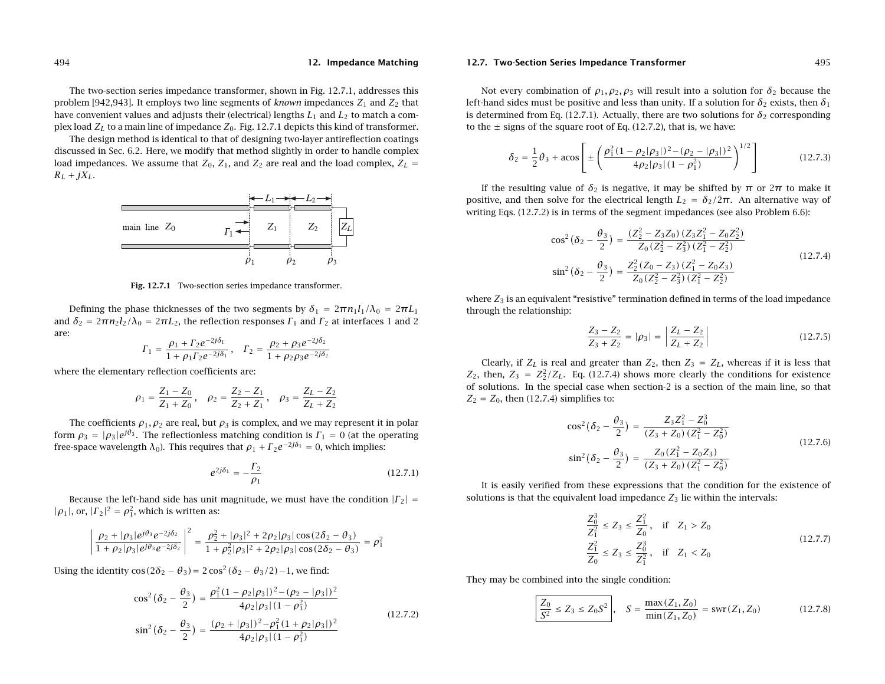The two-section series impedance transformer, shown in Fig. 12.7.1, addresses this problem [942,943]. It employs two line segments of *known* impedances $Z_1$ and $Z_2$ that have convenient values and adjusts their (electrical) lengths $L_1$ and $L_2$ to match a complex load $Z_L$ to a main line of impedance $Z_0$. Fig. 12.7.1 depicts this kind of transformer.

The design method is identical to that of designing two-layer antireflection coatings discussed in Sec. 6.2. Here, we modify that method slightly in order to handle complex load impedances. We assume that $Z_0$, $Z_1$, and $Z_2$ are real and the load complex, $Z_L = R_L + jX_L$.

**Fig. 12.7.1** Two-section series impedance transformer.

Defining the phase thicknesses of the two segments by $\delta_1 = 2\pi n_1 l_1/\lambda_0 = 2\pi L_1$ and $\delta_2 = 2\pi n_2 l_2/\lambda_0 = 2\pi L_2$, the reflection responses $\Gamma_1$ and $\Gamma_2$ at interfaces 1 and 2 are:

$$\Gamma_1 = \frac{\rho_1 + \Gamma_2 e^{-2j\delta_1}}{1 + \rho_1 \Gamma_2 e^{-2j\delta_1}}, \quad \Gamma_2 = \frac{\rho_2 + \rho_3 e^{-2j\delta_2}}{1 + \rho_2 \rho_3 e^{-2j\delta_2}}$$

where the elementary reflection coefficients are:

$$\rho_1 = \frac{Z_1 - Z_0}{Z_1 + Z_0}, \quad \rho_2 = \frac{Z_2 - Z_1}{Z_2 + Z_1}, \quad \rho_3 = \frac{Z_L - Z_2}{Z_L + Z_2}$$

The coefficients $\rho_1, \rho_2$ are real, but $\rho_3$ is complex, and we may represent it in polar form $\rho_3 = |\rho_3|e^{j\theta_3}$. The reflectionless matching condition is $\Gamma_1 = 0$ (at the operating free-space wavelength $\lambda_0$). This requires that $\rho_1 + \Gamma_2 e^{-2j\delta_1} = 0$, which implies:

$$e^{2j\delta_1} = -\frac{\Gamma_2}{\rho_1} \tag{12.7.1}$$

Because the left-hand side has unit magnitude, we must have the condition $|\Gamma_2| = |\rho_1|$, or, $|\Gamma_2|^2 = \rho_1^2$, which is written as:

$$\left| \frac{\rho_2 + |\rho_3|e^{j\theta_3}e^{-2j\delta_2}}{1 + \rho_2|\rho_3|e^{j\theta_3}e^{-2j\delta_2}} \right|^2 = \frac{\rho_2^2 + |\rho_3|^2 + 2\rho_2|\rho_3|\cos(2\delta_2 - \theta_3)}{1 + \rho_2^2|\rho_3|^2 + 2\rho_2|\rho_3|\cos(2\delta_2 - \theta_3)} = \rho_1^2$$

Using the identity $\cos(2\delta_2 - \theta_3) = 2\cos^2(\delta_2 - \theta_3/2) - 1$, we find:

$$\begin{aligned}
\cos^2\left(\delta_2 - \frac{\theta_3}{2}\right) &= \frac{\rho_1^2(1 - \rho_2|\rho_3|)^2 - (\rho_2 - |\rho_3|)^2}{4\rho_2|\rho_3|(1 - \rho_1^2)} \\
\sin^2\left(\delta_2 - \frac{\theta_3}{2}\right) &= \frac{(\rho_2 + |\rho_3|)^2 - \rho_1^2(1 + \rho_2|\rho_3|)^2}{4\rho_2|\rho_3|(1 - \rho_1^2)}
\end{aligned} \tag{12.7.2}$$

Not every combination of $\rho_1, \rho_2, \rho_3$ will result into a solution for $\delta_2$ because the left-hand sides must be positive and less than unity. If a solution for $\delta_2$ exists, then $\delta_1$ is determined from Eq. (12.7.1). Actually, there are two solutions for $\delta_2$ corresponding to the $\pm$ signs of the square root of Eq. (12.7.2), that is, we have:

$$\delta_2 = \frac{1}{2}\theta_3 + \operatorname{acos}\left[ \pm \left( \frac{\rho_1^2(1 - \rho_2|\rho_3|)^2 - (\rho_2 - |\rho_3|)^2}{4\rho_2|\rho_3|(1 - \rho_1^2)} \right)^{1/2} \right] \tag{12.7.3}$$

If the resulting value of $\delta_2$ is negative, it may be shifted by $\pi$ or $2\pi$ to make it positive, and then solve for the electrical length $L_2 = \delta_2/2\pi$. An alternative way of writing Eqs. (12.7.2) is in terms of the segment impedances (see also Problem 6.6):

$$\begin{aligned}
\cos^2\left(\delta_2 - \frac{\theta_3}{2}\right) &= \frac{(Z_2^2 - Z_3 Z_0)(Z_3 Z_1^2 - Z_0 Z_2^2)}{Z_0(Z_2^2 - Z_3^2)(Z_1^2 - Z_2^2)} \\
\sin^2\left(\delta_2 - \frac{\theta_3}{2}\right) &= \frac{Z_2^2(Z_0 - Z_3)(Z_1^2 - Z_0 Z_3)}{Z_0(Z_2^2 - Z_3^2)(Z_1^2 - Z_2^2)}
\end{aligned} \tag{12.7.4}$$

where $Z_3$ is an equivalent "resistive" termination defined in terms of the load impedance through the relationship:

$$\frac{Z_3 - Z_2}{Z_3 + Z_2} = |\rho_3| = \left| \frac{Z_L - Z_2}{Z_L + Z_2} \right| \tag{12.7.5}$$

Clearly, if $Z_L$ is real and greater than $Z_2$, then $Z_3 = Z_L$, whereas if it is less that $Z_2$, then, $Z_3 = Z_2^2/Z_L$. Eq. (12.7.4) shows more clearly the conditions for existence of solutions. In the special case when section-2 is a section of the main line, so that $Z_2 = Z_0$, then (12.7.4) simplifies to:

$$\begin{aligned}
\cos^2\left(\delta_2 - \frac{\theta_3}{2}\right) &= \frac{Z_3 Z_1^2 - Z_0^3}{(Z_3 + Z_0)(Z_1^2 - Z_0^2)} \\
\sin^2\left(\delta_2 - \frac{\theta_3}{2}\right) &= \frac{Z_0(Z_1^2 - Z_0 Z_3)}{(Z_3 + Z_0)(Z_1^2 - Z_0^2)}
\end{aligned} \tag{12.7.6}$$

It is easily verified from these expressions that the condition for the existence of solutions is that the equivalent load impedance $Z_3$ lie within the intervals:

$$\begin{aligned}
\frac{Z_0^3}{Z_1^2} \le Z_3 \le \frac{Z_1^2}{Z_0}, &\quad \text{if} \quad Z_1 > Z_0 \\
\frac{Z_1^2}{Z_0} \le Z_3 \le \frac{Z_0^3}{Z_1^2}, &\quad \text{if} \quad Z_1 < Z_0
\end{aligned} \tag{12.7.7}$$

They may be combined into the single condition:

$$\boxed{\frac{Z_0}{S^2} \le Z_3 \le Z_0 S^2}, \quad S = \frac{\max(Z_1, Z_0)}{\min(Z_1, Z_0)} = \operatorname{swr}(Z_1, Z_0) \tag{12.7.8}$$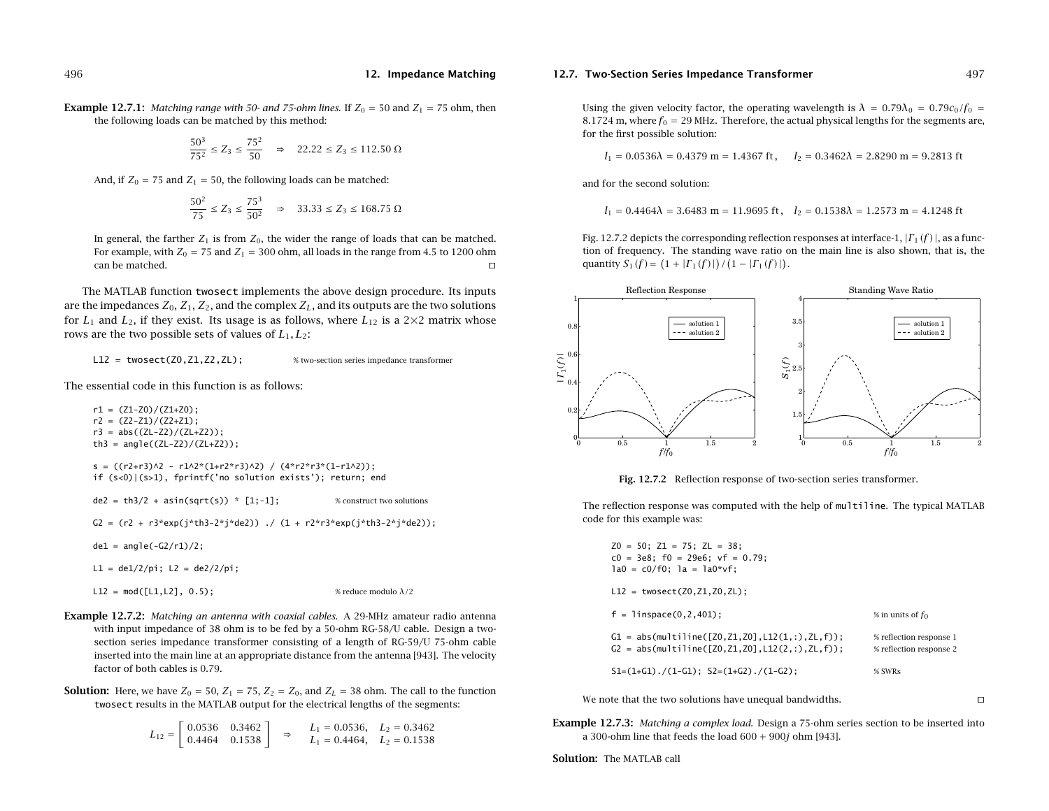**Example 12.7.1:** *Matching range with 50- and 75-ohm lines.* If $Z_0 = 50$ and $Z_1 = 75$ ohm, then the following loads can be matched by this method:

$$\frac{50^3}{75^2} \le Z_3 \le \frac{75^2}{50} \quad \Rightarrow \quad 22.22 \le Z_3 \le 112.50\ \Omega$$

And, if $Z_0 = 75$ and $Z_1 = 50$, the following loads can be matched:

$$\frac{50^2}{75} \le Z_3 \le \frac{75^3}{50^2} \quad \Rightarrow \quad 33.33 \le Z_3 \le 168.75\ \Omega$$

In general, the farther $Z_1$ is from $Z_0$, the wider the range of loads that can be matched. For example, with $Z_0 = 75$ and $Z_1 = 300$ ohm, all loads in the range from 4.5 to 1200 ohm can be matched. □

The MATLAB function `twosect` implements the above design procedure. Its inputs are the impedances $Z_0, Z_1, Z_2$, and the complex $Z_L$, and its outputs are the two solutions for $L_1$ and $L_2$, if they exist. Its usage is as follows, where $L_{12}$ is a 2×2 matrix whose rows are the two possible sets of values of $L_1, L_2$:

```
L12 = twosect(Z0,Z1,Z2,ZL);          % two-section series impedance transformer
```

The essential code in this function is as follows:

```
r1 = (Z1-Z0)/(Z1+Z0);
r2 = (Z2-Z1)/(Z2+Z1);
r3 = abs((ZL-Z2)/(ZL+Z2));
th3 = angle((ZL-Z2)/(ZL+Z2));

s = ((r2+r3)^2 - r1^2*(1+r2*r3)^2) / (4*r2*r3*(1-r1^2));
if (s<0)|(s>1), fprintf('no solution exists'); return; end

de2 = th3/2 + asin(sqrt(s)) * [1;-1];          % construct two solutions

G2 = (r2 + r3*exp(j*th3-2*j*de2)) ./ (1 + r2*r3*exp(j*th3-2*j*de2));

de1 = angle(-G2/r1)/2;

L1 = de1/2/pi; L2 = de2/2/pi;

L12 = mod([L1,L2], 0.5);          % reduce modulo λ/2
```

**Example 12.7.2:** *Matching an antenna with coaxial cables.* A 29-MHz amateur radio antenna with input impedance of 38 ohm is to be fed by a 50-ohm RG-58/U cable. Design a two-section series impedance transformer consisting of a length of RG-59/U 75-ohm cable inserted into the main line at an appropriate distance from the antenna [943]. The velocity factor of both cables is 0.79.

**Solution:** Here, we have $Z_0 = 50$, $Z_1 = 75$, $Z_2 = Z_0$, and $Z_L = 38$ ohm. The call to the function `twosect` results in the MATLAB output for the electrical lengths of the segments:

$$L_{12} = \begin{bmatrix} 0.0536 & 0.3462 \\ 0.4464 & 0.1538 \end{bmatrix} \quad \Rightarrow \quad \begin{array}{ll} L_1 = 0.0536, & L_2 = 0.3462 \\ L_1 = 0.4464, & L_2 = 0.1538 \end{array}$$

Using the given velocity factor, the operating wavelength is $\lambda = 0.79\lambda_0 = 0.79c_0/f_0 = 8.1724$ m, where $f_0 = 29$ MHz. Therefore, the actual physical lengths for the segments are, for the first possible solution:

$$l_1 = 0.0536\lambda = 0.4379 \text{ m} = 1.4367 \text{ ft}, \quad l_2 = 0.3462\lambda = 2.8290 \text{ m} = 9.2813 \text{ ft}$$

and for the second solution:

$$l_1 = 0.4464\lambda = 3.6483 \text{ m} = 11.9695 \text{ ft}, \quad l_2 = 0.1538\lambda = 1.2573 \text{ m} = 4.1248 \text{ ft}$$

Fig. 12.7.2 depicts the corresponding reflection responses at interface-1, $|\Gamma_1(f)|$, as a function of frequency. The standing wave ratio on the main line is also shown, that is, the quantity $S_1(f) = \big(1 + |\Gamma_1(f)|\big)/\big(1 - |\Gamma_1(f)|\big)$.

**Fig. 12.7.2** Reflection response of two-section series transformer.

The reflection response was computed with the help of `multiline`. The typical MATLAB code for this example was:

```
Z0 = 50; Z1 = 75; ZL = 38;
c0 = 3e8; f0 = 29e6; vf = 0.79;
la0 = c0/f0; la = la0*vf;

L12 = twosect(Z0,Z1,Z0,ZL);

f = linspace(0,2,401);                                  % in units of f0

G1 = abs(multiline([Z0,Z1,Z0],L12(1,:),ZL,f));         % reflection response 1
G2 = abs(multiline([Z0,Z1,Z0],L12(2,:),ZL,f));         % reflection response 2

S1=(1+G1)./(1-G1); S2=(1+G2)./(1-G2);                   % SWRs
```

We note that the two solutions have unequal bandwidths. □

**Example 12.7.3:** *Matching a complex load.* Design a 75-ohm series section to be inserted into a 300-ohm line that feeds the load $600 + 900j$ ohm [943].

**Solution:** The MATLAB call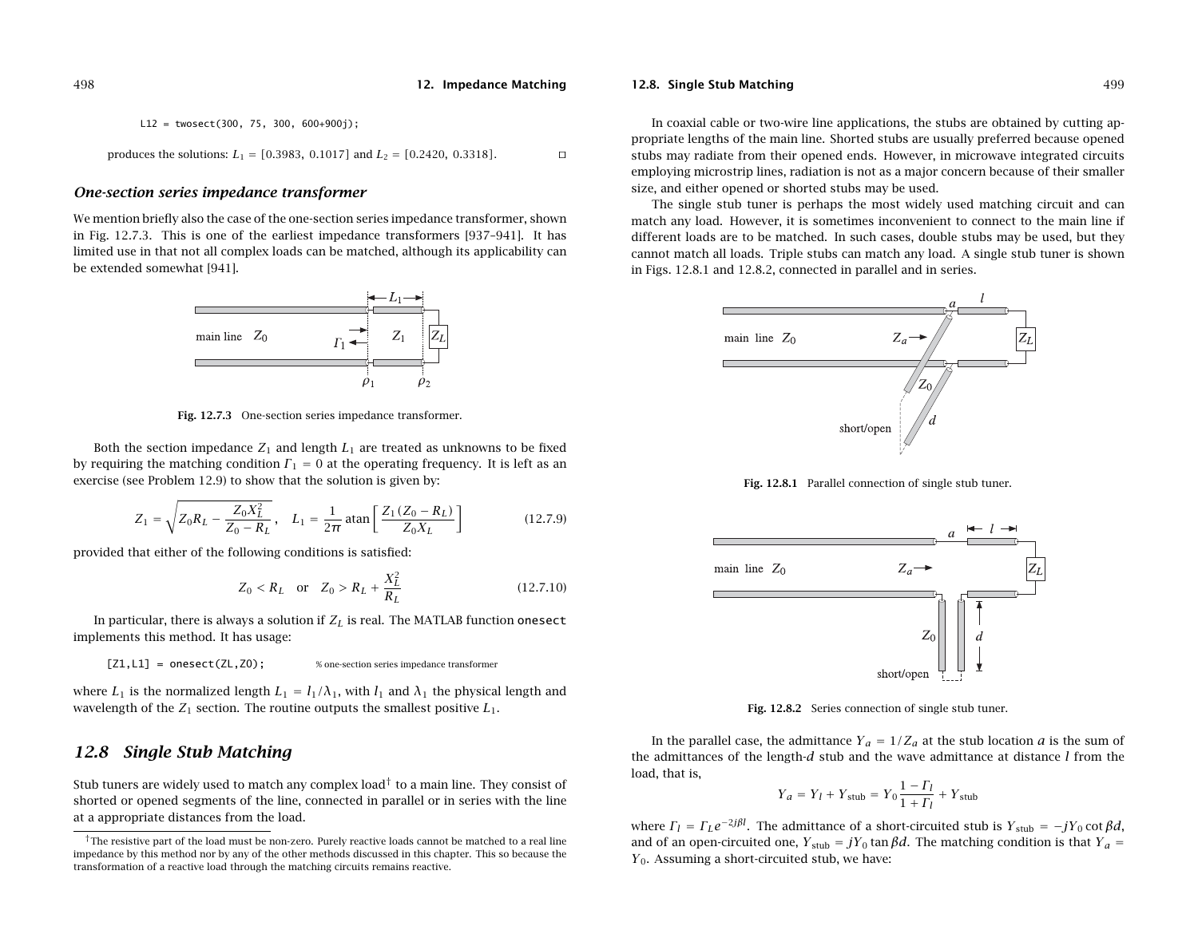```
L12 = twosect(300, 75, 300, 600+900j);
```

produces the solutions: $L_1 = [0.3983,\ 0.1017]$ and $L_2 = [0.2420,\ 0.3318]$. □

### *One-section series impedance transformer*

We mention briefly also the case of the one-section series impedance transformer, shown in Fig. 12.7.3. This is one of the earliest impedance transformers [937–941]. It has limited use in that not all complex loads can be matched, although its applicability can be extended somewhat [941].

**Fig. 12.7.3** One-section series impedance transformer.

Both the section impedance $Z_1$ and length $L_1$ are treated as unknowns to be fixed by requiring the matching condition $\Gamma_1 = 0$ at the operating frequency. It is left as an exercise (see Problem 12.9) to show that the solution is given by:

$$Z_1 = \sqrt{Z_0 R_L - \frac{Z_0 X_L^2}{Z_0 - R_L}}\,, \quad L_1 = \frac{1}{2\pi}\,\text{atan}\left[\frac{Z_1(Z_0 - R_L)}{Z_0 X_L}\right] \tag{12.7.9}$$

provided that either of the following conditions is satisfied:

$$Z_0 < R_L \quad \text{or} \quad Z_0 > R_L + \frac{X_L^2}{R_L} \tag{12.7.10}$$

In particular, there is always a solution if $Z_L$ is real. The MATLAB function `onesect` implements this method. It has usage:

```
[Z1,L1] = onesect(ZL,Z0);          % one-section series impedance transformer
```

where $L_1$ is the normalized length $L_1 = l_1/\lambda_1$, with $l_1$ and $\lambda_1$ the physical length and wavelength of the $Z_1$ section. The routine outputs the smallest positive $L_1$.

## *12.8 Single Stub Matching*

Stub tuners are widely used to match any complex load[†] to a main line. They consist of shorted or opened segments of the line, connected in parallel or in series with the line at a appropriate distances from the load.

[†]The resistive part of the load must be non-zero. Purely reactive loads cannot be matched to a real line impedance by this method nor by any of the other methods discussed in this chapter. This so because the transformation of a reactive load through the matching circuits remains reactive.

In coaxial cable or two-wire line applications, the stubs are obtained by cutting appropriate lengths of the main line. Shorted stubs are usually preferred because opened stubs may radiate from their opened ends. However, in microwave integrated circuits employing microstrip lines, radiation is not as a major concern because of their smaller size, and either opened or shorted stubs may be used.

The single stub tuner is perhaps the most widely used matching circuit and can match any load. However, it is sometimes inconvenient to connect to the main line if different loads are to be matched. In such cases, double stubs may be used, but they cannot match all loads. Triple stubs can match any load. A single stub tuner is shown in Figs. 12.8.1 and 12.8.2, connected in parallel and in series.

**Fig. 12.8.1** Parallel connection of single stub tuner.

**Fig. 12.8.2** Series connection of single stub tuner.

In the parallel case, the admittance $Y_a = 1/Z_a$ at the stub location $a$ is the sum of the admittances of the length-$d$ stub and the wave admittance at distance $l$ from the load, that is,

$$Y_a = Y_l + Y_{\text{stub}} = Y_0\frac{1 - \Gamma_l}{1 + \Gamma_l} + Y_{\text{stub}}$$

where $\Gamma_l = \Gamma_L e^{-2j\beta l}$. The admittance of a short-circuited stub is $Y_{\text{stub}} = -jY_0 \cot\beta d$, and of an open-circuited one, $Y_{\text{stub}} = jY_0 \tan\beta d$. The matching condition is that $Y_a = Y_0$. Assuming a short-circuited stub, we have: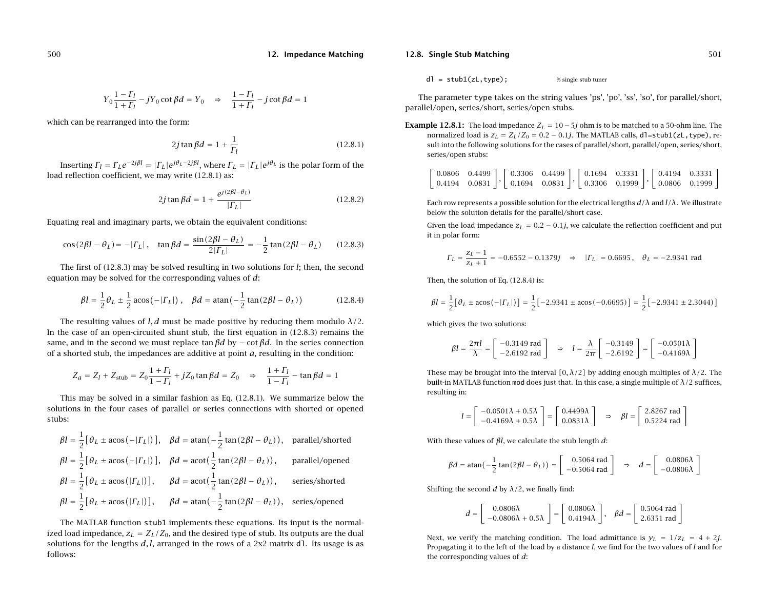$$Y_0\frac{1-\Gamma_l}{1+\Gamma_l} - jY_0\cot\beta d = Y_0 \quad\Rightarrow\quad \frac{1-\Gamma_l}{1+\Gamma_l} - j\cot\beta d = 1$$

which can be rearranged into the form:

$$2j\tan\beta d = 1 + \frac{1}{\Gamma_l} \tag{12.8.1}$$

Inserting $\Gamma_l = \Gamma_L e^{-2j\beta l} = |\Gamma_L|e^{j\theta_L - 2j\beta l}$, where $\Gamma_L = |\Gamma_L|e^{j\theta_L}$ is the polar form of the load reflection coefficient, we may write (12.8.1) as:

$$2j\tan\beta d = 1 + \frac{e^{j(2\beta l - \theta_L)}}{|\Gamma_L|} \tag{12.8.2}$$

Equating real and imaginary parts, we obtain the equivalent conditions:

$$\cos(2\beta l - \theta_L) = -|\Gamma_L|\,, \quad \tan\beta d = \frac{\sin(2\beta l - \theta_L)}{2|\Gamma_L|} = -\frac{1}{2}\tan(2\beta l - \theta_L) \tag{12.8.3}$$

The first of (12.8.3) may be solved resulting in two solutions for $l$; then, the second equation may be solved for the corresponding values of $d$:

$$\beta l = \frac{1}{2}\theta_L \pm \frac{1}{2}\,\text{acos}\big(-|\Gamma_L|\big)\,, \quad \beta d = \text{atan}\Big(-\frac{1}{2}\tan(2\beta l - \theta_L)\Big) \tag{12.8.4}$$

The resulting values of $l, d$ must be made positive by reducing them modulo $\lambda/2$. In the case of an open-circuited shunt stub, the first equation in (12.8.3) remains the same, and in the second we must replace $\tan\beta d$ by $-\cot\beta d$. In the series connection of a shorted stub, the impedances are additive at point $a$, resulting in the condition:

$$Z_a = Z_l + Z_{\text{stub}} = Z_0\frac{1+\Gamma_l}{1-\Gamma_l} + jZ_0\tan\beta d = Z_0 \quad\Rightarrow\quad \frac{1+\Gamma_l}{1-\Gamma_l} - \tan\beta d = 1$$

This may be solved in a similar fashion as Eq. (12.8.1). We summarize below the solutions in the four cases of parallel or series connections with shorted or opened stubs:

$$\begin{aligned}
\beta l &= \frac{1}{2}\big[\theta_L \pm \text{acos}(-|\Gamma_L|)\big], &\quad \beta d &= \text{atan}\Big(-\frac{1}{2}\tan(2\beta l - \theta_L)\Big), &\quad &\text{parallel/shorted}\\
\beta l &= \frac{1}{2}\big[\theta_L \pm \text{acos}(-|\Gamma_L|)\big], &\quad \beta d &= \text{acot}\Big(\frac{1}{2}\tan(2\beta l - \theta_L)\Big), &\quad &\text{parallel/opened}\\
\beta l &= \frac{1}{2}\big[\theta_L \pm \text{acos}(|\Gamma_L|)\big], &\quad \beta d &= \text{acot}\Big(\frac{1}{2}\tan(2\beta l - \theta_L)\Big), &\quad &\text{series/shorted}\\
\beta l &= \frac{1}{2}\big[\theta_L \pm \text{acos}(|\Gamma_L|)\big], &\quad \beta d &= \text{atan}\Big(-\frac{1}{2}\tan(2\beta l - \theta_L)\Big), &\quad &\text{series/opened}
\end{aligned}$$

The MATLAB function `stub1` implements these equations. Its input is the normalized load impedance, $z_L = Z_L/Z_0$, and the desired type of stub. Its outputs are the dual solutions for the lengths $d, l$, arranged in the rows of a 2x2 matrix `dl`. Its usage is as follows:

```
dl = stub1(zL,type);              % single stub tuner
```

The parameter `type` takes on the string values 'ps', 'po', 'ss', 'so', for parallel/short, parallel/open, series/short, series/open stubs.

**Example 12.8.1:** The load impedance $Z_L = 10 - 5j$ ohm is to be matched to a 50-ohm line. The normalized load is $z_L = Z_L/Z_0 = 0.2 - 0.1j$. The MATLAB calls, `dl=stub1(zL,type)`, result into the following solutions for the cases of parallel/short, parallel/open, series/short, series/open stubs:

$$\begin{bmatrix} 0.0806 & 0.4499 \\ 0.4194 & 0.0831 \end{bmatrix}, \begin{bmatrix} 0.3306 & 0.4499 \\ 0.1694 & 0.0831 \end{bmatrix}, \begin{bmatrix} 0.1694 & 0.3331 \\ 0.3306 & 0.1999 \end{bmatrix}, \begin{bmatrix} 0.4194 & 0.3331 \\ 0.0806 & 0.1999 \end{bmatrix}$$

Each row represents a possible solution for the electrical lengths $d/\lambda$ and $l/\lambda$. We illustrate below the solution details for the parallel/short case.

Given the load impedance $z_L = 0.2 - 0.1j$, we calculate the reflection coefficient and put it in polar form:

$$\Gamma_L = \frac{z_L - 1}{z_L + 1} = -0.6552 - 0.1379j \quad\Rightarrow\quad |\Gamma_L| = 0.6695\,, \quad \theta_L = -2.9341 \text{ rad}$$

Then, the solution of Eq. (12.8.4) is:

$$\beta l = \frac{1}{2}\big[\theta_L \pm \text{acos}(-|\Gamma_L|)\big] = \frac{1}{2}\big[-2.9341 \pm \text{acos}(-0.6695)\big] = \frac{1}{2}\big[-2.9341 \pm 2.3044\big]$$

which gives the two solutions:

$$\beta l = \frac{2\pi l}{\lambda} = \begin{bmatrix} -0.3149 \text{ rad} \\ -2.6192 \text{ rad} \end{bmatrix} \quad\Rightarrow\quad l = \frac{\lambda}{2\pi}\begin{bmatrix} -0.3149 \\ -2.6192 \end{bmatrix} = \begin{bmatrix} -0.0501\lambda \\ -0.4169\lambda \end{bmatrix}$$

These may be brought into the interval $[0, \lambda/2]$ by adding enough multiples of $\lambda/2$. The built-in MATLAB function `mod` does just that. In this case, a single multiple of $\lambda/2$ suffices, resulting in:

$$l = \begin{bmatrix} -0.0501\lambda + 0.5\lambda \\ -0.4169\lambda + 0.5\lambda \end{bmatrix} = \begin{bmatrix} 0.4499\lambda \\ 0.0831\lambda \end{bmatrix} \quad\Rightarrow\quad \beta l = \begin{bmatrix} 2.8267 \text{ rad} \\ 0.5224 \text{ rad} \end{bmatrix}$$

With these values of $\beta l$, we calculate the stub length $d$:

$$\beta d = \text{atan}\Big(-\frac{1}{2}\tan(2\beta l - \theta_L)\Big) = \begin{bmatrix} 0.5064 \text{ rad} \\ -0.5064 \text{ rad} \end{bmatrix} \quad\Rightarrow\quad d = \begin{bmatrix} 0.0806\lambda \\ -0.0806\lambda \end{bmatrix}$$

Shifting the second $d$ by $\lambda/2$, we finally find:

$$d = \begin{bmatrix} 0.0806\lambda \\ -0.0806\lambda + 0.5\lambda \end{bmatrix} = \begin{bmatrix} 0.0806\lambda \\ 0.4194\lambda \end{bmatrix}, \quad \beta d = \begin{bmatrix} 0.5064 \text{ rad} \\ 2.6351 \text{ rad} \end{bmatrix}$$

Next, we verify the matching condition. The load admittance is $y_L = 1/z_L = 4 + 2j$. Propagating it to the left of the load by a distance $l$, we find for the two values of $l$ and for the corresponding values of $d$: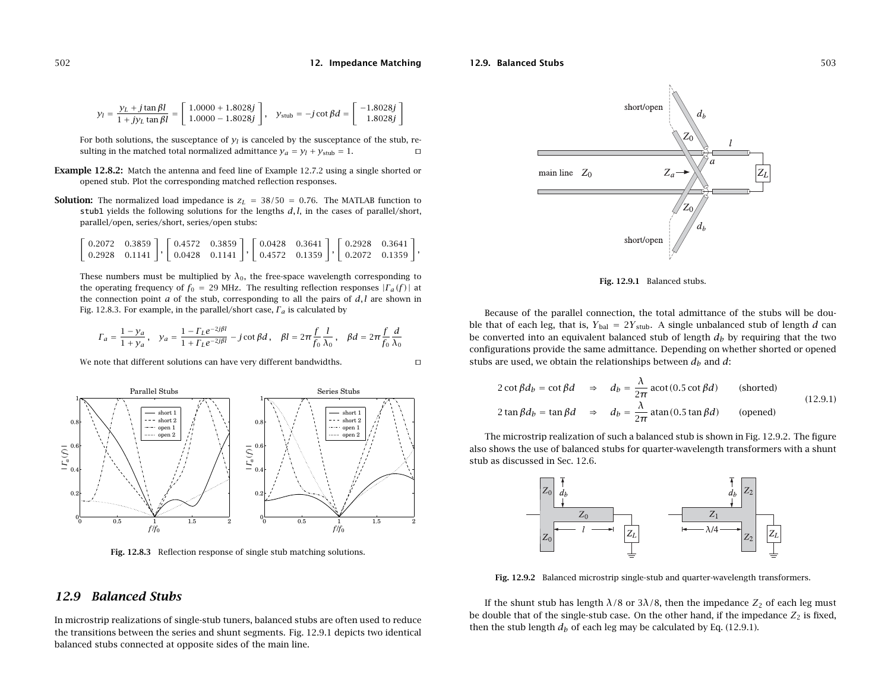$$y_l = \frac{y_L + j\tan\beta l}{1 + jy_L\tan\beta l} = \begin{bmatrix} 1.0000 + 1.8028j \\ 1.0000 - 1.8028j \end{bmatrix}, \quad y_{\text{stub}} = -j\cot\beta d = \begin{bmatrix} -1.8028j \\ 1.8028j \end{bmatrix}$$

For both solutions, the susceptance of $y_l$ is canceled by the susceptance of the stub, resulting in the matched total normalized admittance $y_a = y_l + y_{\text{stub}} = 1$. □

**Example 12.8.2:** Match the antenna and feed line of Example 12.7.2 using a single shorted or opened stub. Plot the corresponding matched reflection responses.

**Solution:** The normalized load impedance is $z_L = 38/50 = 0.76$. The MATLAB function to `stub1` yields the following solutions for the lengths $d, l$, in the cases of parallel/short, parallel/open, series/short, series/open stubs:

$$\begin{bmatrix} 0.2072 & 0.3859 \\ 0.2928 & 0.1141 \end{bmatrix}, \begin{bmatrix} 0.4572 & 0.3859 \\ 0.0428 & 0.1141 \end{bmatrix}, \begin{bmatrix} 0.0428 & 0.3641 \\ 0.4572 & 0.1359 \end{bmatrix}, \begin{bmatrix} 0.2928 & 0.3641 \\ 0.2072 & 0.1359 \end{bmatrix},$$

These numbers must be multiplied by $\lambda_0$, the free-space wavelength corresponding to the operating frequency of $f_0 = 29$ MHz. The resulting reflection responses $|\Gamma_a(f)|$ at the connection point $a$ of the stub, corresponding to all the pairs of $d, l$ are shown in Fig. 12.8.3. For example, in the parallel/short case, $\Gamma_a$ is calculated by

$$\Gamma_a = \frac{1 - y_a}{1 + y_a}, \quad y_a = \frac{1 - \Gamma_L e^{-2j\beta l}}{1 + \Gamma_L e^{-2j\beta l}} - j\cot\beta d, \quad \beta l = 2\pi\frac{f}{f_0}\frac{l}{\lambda_0}, \quad \beta d = 2\pi\frac{f}{f_0}\frac{d}{\lambda_0}$$

We note that different solutions can have very different bandwidths. □

Fig. 12.8.3 Reflection response of single stub matching solutions.

## 12.9 Balanced Stubs

In microstrip realizations of single-stub tuners, balanced stubs are often used to reduce the transitions between the series and shunt segments. Fig. 12.9.1 depicts two identical balanced stubs connected at opposite sides of the main line.

Fig. 12.9.1 Balanced stubs.

Because of the parallel connection, the total admittance of the stubs will be double that of each leg, that is, $Y_{\text{bal}} = 2Y_{\text{stub}}$. A single unbalanced stub of length $d$ can be converted into an equivalent balanced stub of length $d_b$ by requiring that the two configurations provide the same admittance. Depending on whether shorted or opened stubs are used, we obtain the relationships between $d_b$ and $d$:

$$\begin{aligned} 2\cot\beta d_b &= \cot\beta d \quad \Rightarrow \quad d_b = \frac{\lambda}{2\pi}\,\text{acot}(0.5\cot\beta d) \qquad \text{(shorted)} \\ 2\tan\beta d_b &= \tan\beta d \quad \Rightarrow \quad d_b = \frac{\lambda}{2\pi}\,\text{atan}(0.5\tan\beta d) \qquad \text{(opened)} \end{aligned} \tag{12.9.1}$$

The microstrip realization of such a balanced stub is shown in Fig. 12.9.2. The figure also shows the use of balanced stubs for quarter-wavelength transformers with a shunt stub as discussed in Sec. 12.6.

Fig. 12.9.2 Balanced microstrip single-stub and quarter-wavelength transformers.

If the shunt stub has length $\lambda/8$ or $3\lambda/8$, then the impedance $Z_2$ of each leg must be double that of the single-stub case. On the other hand, if the impedance $Z_2$ is fixed, then the stub length $d_b$ of each leg may be calculated by Eq. (12.9.1).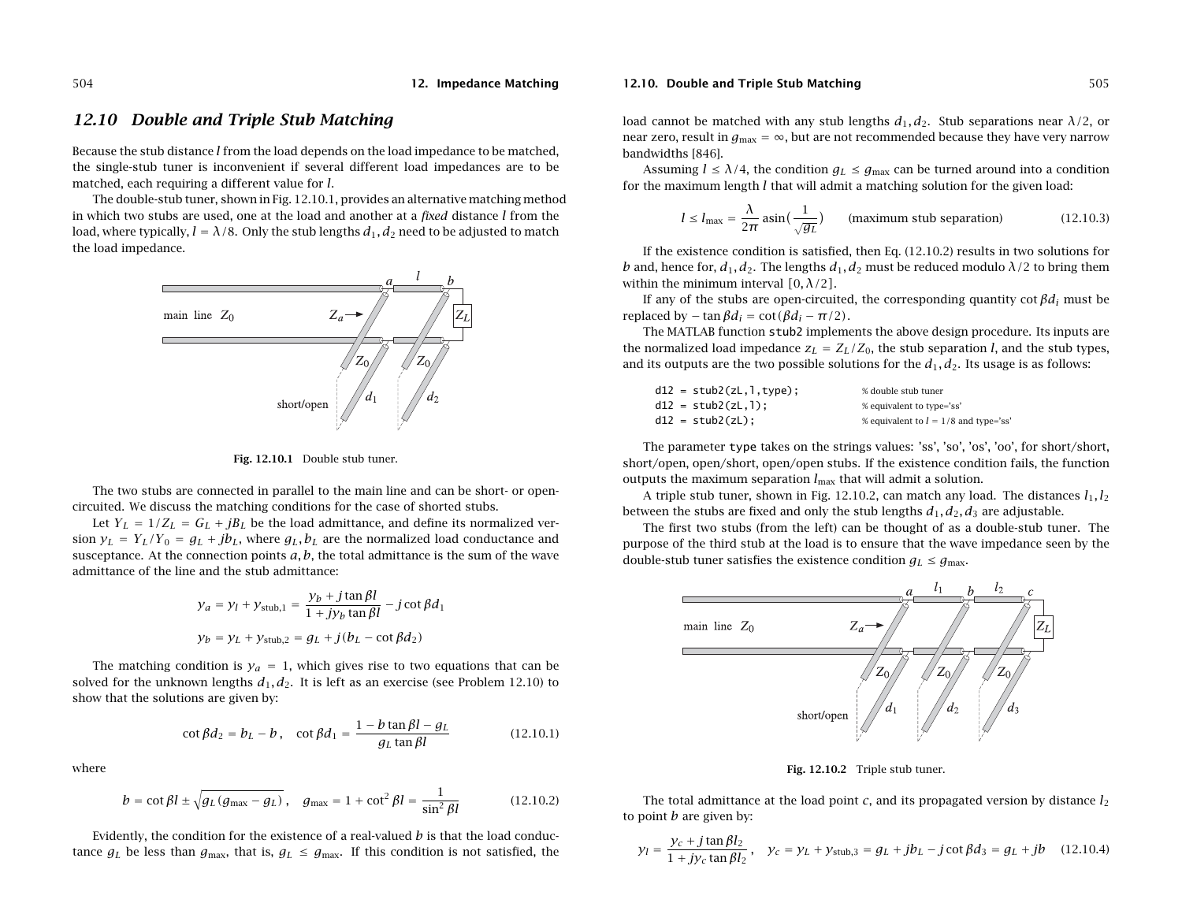## 12.10 Double and Triple Stub Matching

Because the stub distance $l$ from the load depends on the load impedance to be matched, the single-stub tuner is inconvenient if several different load impedances are to be matched, each requiring a different value for $l$.

The double-stub tuner, shown in Fig. 12.10.1, provides an alternative matching method in which two stubs are used, one at the load and another at a *fixed* distance $l$ from the load, where typically, $l = \lambda/8$. Only the stub lengths $d_1, d_2$ need to be adjusted to match the load impedance.

**Fig. 12.10.1** Double stub tuner.

The two stubs are connected in parallel to the main line and can be short- or open-circuited. We discuss the matching conditions for the case of shorted stubs.

Let $Y_L = 1/Z_L = G_L + jB_L$ be the load admittance, and define its normalized version $y_L = Y_L/Y_0 = g_L + jb_L$, where $g_L, b_L$ are the normalized load conductance and susceptance. At the connection points $a, b$, the total admittance is the sum of the wave admittance of the line and the stub admittance:

$$y_a = y_l + y_{\text{stub},1} = \frac{y_b + j\tan\beta l}{1 + jy_b\tan\beta l} - j\cot\beta d_1$$

$$y_b = y_L + y_{\text{stub},2} = g_L + j(b_L - \cot\beta d_2)$$

The matching condition is $y_a = 1$, which gives rise to two equations that can be solved for the unknown lengths $d_1, d_2$. It is left as an exercise (see Problem 12.10) to show that the solutions are given by:

$$\cot\beta d_2 = b_L - b\,, \quad \cot\beta d_1 = \frac{1 - b\tan\beta l - g_L}{g_L\tan\beta l} \tag{12.10.1}$$

where

$$b = \cot\beta l \pm \sqrt{g_L(g_{\max} - g_L)}\,, \quad g_{\max} = 1 + \cot^2\beta l = \frac{1}{\sin^2\beta l} \tag{12.10.2}$$

Evidently, the condition for the existence of a real-valued $b$ is that the load conductance $g_L$ be less than $g_{\max}$, that is, $g_L \le g_{\max}$. If this condition is not satisfied, the load cannot be matched with any stub lengths $d_1, d_2$. Stub separations near $\lambda/2$, or near zero, result in $g_{\max} = \infty$, but are not recommended because they have very narrow bandwidths [846].

Assuming $l \le \lambda/4$, the condition $g_L \le g_{\max}$ can be turned around into a condition for the maximum length $l$ that will admit a matching solution for the given load:

$$l \le l_{\max} = \frac{\lambda}{2\pi}\,\text{asin}\Big(\frac{1}{\sqrt{g_L}}\Big) \qquad \text{(maximum stub separation)} \tag{12.10.3}$$

If the existence condition is satisfied, then Eq. (12.10.2) results in two solutions for $b$ and, hence for, $d_1, d_2$. The lengths $d_1, d_2$ must be reduced modulo $\lambda/2$ to bring them within the minimum interval $[0, \lambda/2]$.

If any of the stubs are open-circuited, the corresponding quantity $\cot\beta d_i$ must be replaced by $-\tan\beta d_i = \cot(\beta d_i - \pi/2)$.

The MATLAB function stub2 implements the above design procedure. Its inputs are the normalized load impedance $z_L = Z_L/Z_0$, the stub separation $l$, and the stub types, and its outputs are the two possible solutions for the $d_1, d_2$. Its usage is as follows:

```
d12 = stub2(zL,l,type);     % double stub tuner
d12 = stub2(zL,l);          % equivalent to type='ss'
d12 = stub2(zL);            % equivalent to l = 1/8 and type='ss'
```

The parameter type takes on the strings values: 'ss', 'so', 'os', 'oo', for short/short, short/open, open/short, open/open stubs. If the existence condition fails, the function outputs the maximum separation $l_{\max}$ that will admit a solution.

A triple stub tuner, shown in Fig. 12.10.2, can match any load. The distances $l_1, l_2$ between the stubs are fixed and only the stub lengths $d_1, d_2, d_3$ are adjustable.

The first two stubs (from the left) can be thought of as a double-stub tuner. The purpose of the third stub at the load is to ensure that the wave impedance seen by the double-stub tuner satisfies the existence condition $g_L \le g_{\max}$.

**Fig. 12.10.2** Triple stub tuner.

The total admittance at the load point $c$, and its propagated version by distance $l_2$ to point $b$ are given by:

$$y_l = \frac{y_c + j\tan\beta l_2}{1 + jy_c\tan\beta l_2}\,, \quad y_c = y_L + y_{\text{stub},3} = g_L + jb_L - j\cot\beta d_3 = g_L + jb \tag{12.10.4}$$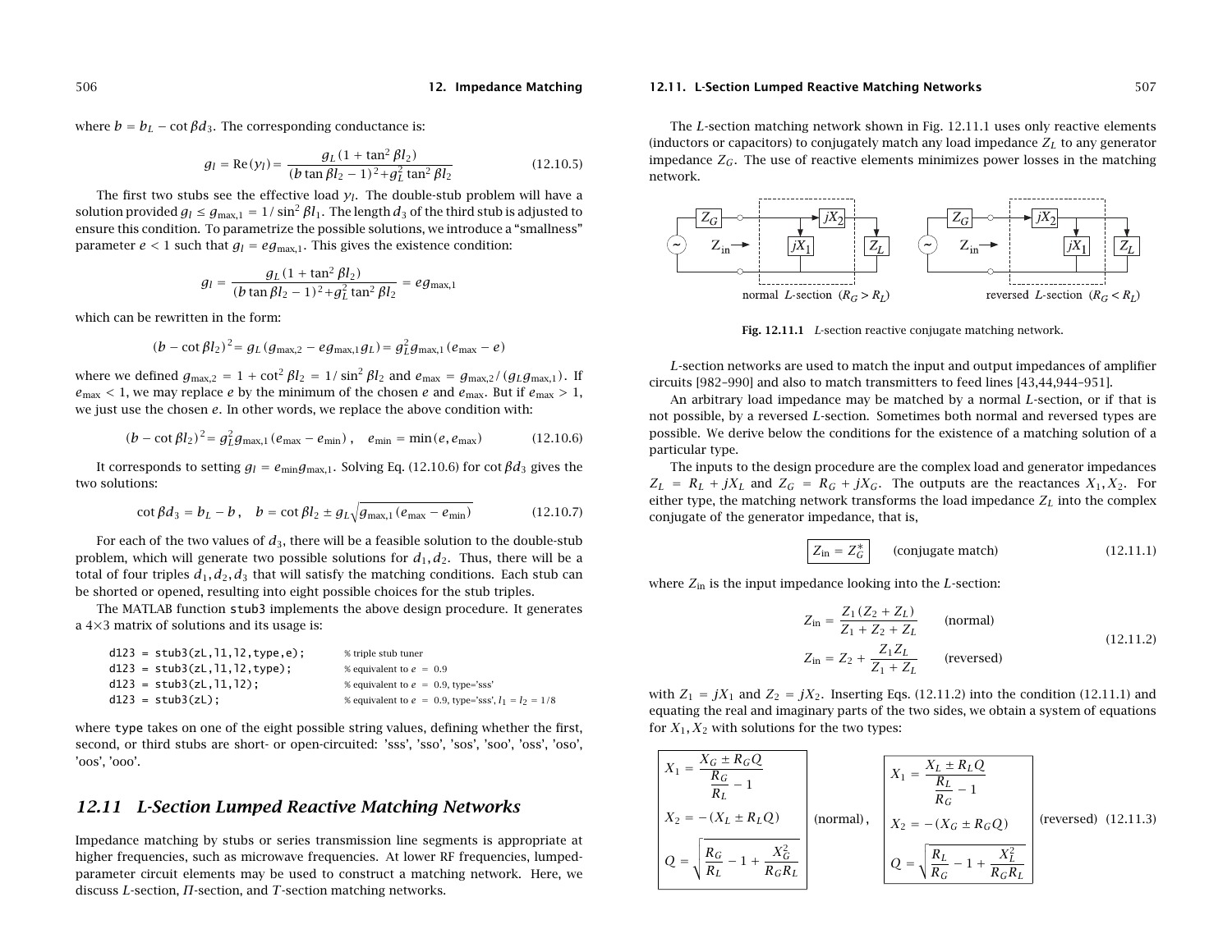where $b = b_L - \cot\beta d_3$. The corresponding conductance is:

$$g_l = \text{Re}(y_l) = \frac{g_L(1+\tan^2\beta l_2)}{(b\tan\beta l_2 - 1)^2 + g_L^2\tan^2\beta l_2} \tag{12.10.5}$$

The first two stubs see the effective load $y_l$. The double-stub problem will have a solution provided $g_l \le g_{\max,1} = 1/\sin^2\beta l_1$. The length $d_3$ of the third stub is adjusted to ensure this condition. To parametrize the possible solutions, we introduce a "smallness" parameter $e < 1$ such that $g_l = e g_{\max,1}$. This gives the existence condition:

$$g_l = \frac{g_L(1+\tan^2\beta l_2)}{(b\tan\beta l_2 - 1)^2 + g_L^2\tan^2\beta l_2} = e g_{\max,1}$$

which can be rewritten in the form:

$$(b - \cot\beta l_2)^2 = g_L(g_{\max,2} - e g_{\max,1} g_L) = g_L^2 g_{\max,1}(e_{\max} - e)$$

where we defined $g_{\max,2} = 1 + \cot^2\beta l_2 = 1/\sin^2\beta l_2$ and $e_{\max} = g_{\max,2}/(g_L g_{\max,1})$. If $e_{\max} < 1$, we may replace $e$ by the minimum of the chosen $e$ and $e_{\max}$. But if $e_{\max} > 1$, we just use the chosen $e$. In other words, we replace the above condition with:

$$(b - \cot\beta l_2)^2 = g_L^2 g_{\max,1}(e_{\max} - e_{\min}), \quad e_{\min} = \min(e, e_{\max}) \tag{12.10.6}$$

It corresponds to setting $g_l = e_{\min} g_{\max,1}$. Solving Eq. (12.10.6) for $\cot\beta d_3$ gives the two solutions:

$$\cot\beta d_3 = b_L - b, \quad b = \cot\beta l_2 \pm g_L\sqrt{g_{\max,1}(e_{\max} - e_{\min})} \tag{12.10.7}$$

For each of the two values of $d_3$, there will be a feasible solution to the double-stub problem, which will generate two possible solutions for $d_1, d_2$. Thus, there will be a total of four triples $d_1, d_2, d_3$ that will satisfy the matching conditions. Each stub can be shorted or opened, resulting into eight possible choices for the stub triples.

The MATLAB function `stub3` implements the above design procedure. It generates a 4×3 matrix of solutions and its usage is:

```
d123 = stub3(zL,l1,l2,type,e);    % triple stub tuner
d123 = stub3(zL,l1,l2,type);      % equivalent to e = 0.9
d123 = stub3(zL,l1,l2);           % equivalent to e = 0.9, type='sss'
d123 = stub3(zL);                 % equivalent to e = 0.9, type='sss', l1 = l2 = 1/8
```

where `type` takes on one of the eight possible string values, defining whether the first, second, or third stubs are short- or open-circuited: 'sss', 'sso', 'sos', 'soo', 'oss', 'oso', 'oos', 'ooo'.

## 12.11 L-Section Lumped Reactive Matching Networks

Impedance matching by stubs or series transmission line segments is appropriate at higher frequencies, such as microwave frequencies. At lower RF frequencies, lumped-parameter circuit elements may be used to construct a matching network. Here, we discuss *L*-section, *Π*-section, and *T*-section matching networks.

The *L*-section matching network shown in Fig. 12.11.1 uses only reactive elements (inductors or capacitors) to conjugately match any load impedance $Z_L$ to any generator impedance $Z_G$. The use of reactive elements minimizes power losses in the matching network.

**Fig. 12.11.1** *L*-section reactive conjugate matching network. (normal *L*-section ($R_G > R_L$); reversed *L*-section ($R_G < R_L$))

*L*-section networks are used to match the input and output impedances of amplifier circuits [982–990] and also to match transmitters to feed lines [43,44,944–951].

An arbitrary load impedance may be matched by a normal *L*-section, or if that is not possible, by a reversed *L*-section. Sometimes both normal and reversed types are possible. We derive below the conditions for the existence of a matching solution of a particular type.

The inputs to the design procedure are the complex load and generator impedances $Z_L = R_L + jX_L$ and $Z_G = R_G + jX_G$. The outputs are the reactances $X_1, X_2$. For either type, the matching network transforms the load impedance $Z_L$ into the complex conjugate of the generator impedance, that is,

$$\boxed{Z_{\text{in}} = Z_G^*} \quad \text{(conjugate match)} \tag{12.11.1}$$

where $Z_{\text{in}}$ is the input impedance looking into the *L*-section:

$$\begin{aligned} Z_{\text{in}} &= \frac{Z_1(Z_2+Z_L)}{Z_1+Z_2+Z_L} \quad &\text{(normal)} \\ Z_{\text{in}} &= Z_2 + \frac{Z_1 Z_L}{Z_1 + Z_L} \quad &\text{(reversed)} \end{aligned} \tag{12.11.2}$$

with $Z_1 = jX_1$ and $Z_2 = jX_2$. Inserting Eqs. (12.11.2) into the condition (12.11.1) and equating the real and imaginary parts of the two sides, we obtain a system of equations for $X_1, X_2$ with solutions for the two types:

$$\boxed{\begin{aligned} X_1 &= \frac{X_G \pm R_G Q}{\dfrac{R_G}{R_L} - 1} \\ X_2 &= -(X_L \pm R_L Q) \\ Q &= \sqrt{\frac{R_G}{R_L} - 1 + \frac{X_G^2}{R_G R_L}} \end{aligned}} \;\text{(normal)}, \quad \boxed{\begin{aligned} X_1 &= \frac{X_L \pm R_L Q}{\dfrac{R_L}{R_G} - 1} \\ X_2 &= -(X_G \pm R_G Q) \\ Q &= \sqrt{\frac{R_L}{R_G} - 1 + \frac{X_L^2}{R_G R_L}} \end{aligned}} \;\text{(reversed)} \tag{12.11.3}$$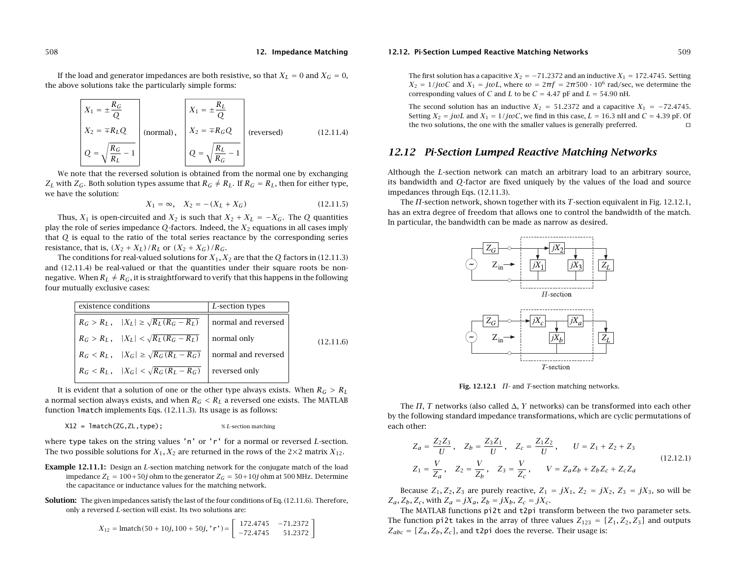If the load and generator impedances are both resistive, so that $X_L = 0$ and $X_G = 0$, the above solutions take the particularly simple forms:

$$
\boxed{\begin{aligned} X_1 &= \pm\frac{R_G}{Q} \\ X_2 &= \mp R_L Q \\ Q &= \sqrt{\frac{R_G}{R_L} - 1} \end{aligned}} \quad \text{(normal)}, \qquad \boxed{\begin{aligned} X_1 &= \pm\frac{R_L}{Q} \\ X_2 &= \mp R_G Q \\ Q &= \sqrt{\frac{R_L}{R_G} - 1} \end{aligned}} \quad \text{(reversed)} \tag{12.11.4}
$$

We note that the reversed solution is obtained from the normal one by exchanging $Z_L$ with $Z_G$. Both solution types assume that $R_G \neq R_L$. If $R_G = R_L$, then for either type, we have the solution:

$$
X_1 = \infty, \quad X_2 = -(X_L + X_G) \tag{12.11.5}
$$

Thus, $X_1$ is open-circuited and $X_2$ is such that $X_2 + X_L = -X_G$. The $Q$ quantities play the role of series impedance $Q$-factors. Indeed, the $X_2$ equations in all cases imply that $Q$ is equal to the ratio of the total series reactance by the corresponding series resistance, that is, $(X_2 + X_L)/R_L$ or $(X_2 + X_G)/R_G$.

The conditions for real-valued solutions for $X_1, X_2$ are that the $Q$ factors in (12.11.3) and (12.11.4) be real-valued or that the quantities under their square roots be non-negative. When $R_L \neq R_G$, it is straightforward to verify that this happens in the following four mutually exclusive cases:

| existence conditions | *L*-section types |
|---|---|
| $R_G > R_L, \quad \lvert X_L\rvert \geq \sqrt{R_L(R_G - R_L)}$ | normal and reversed |
| $R_G > R_L, \quad \lvert X_L\rvert < \sqrt{R_L(R_G - R_L)}$ | normal only |
| $R_G < R_L, \quad \lvert X_G\rvert \geq \sqrt{R_G(R_L - R_G)}$ | normal and reversed |
| $R_G < R_L, \quad \lvert X_G\rvert < \sqrt{R_G(R_L - R_G)}$ | reversed only |

(12.11.6)

It is evident that a solution of one or the other type always exists. When $R_G > R_L$ a normal section always exists, and when $R_G < R_L$ a reversed one exists. The MATLAB function `lmatch` implements Eqs. (12.11.3). Its usage is as follows:

```
X12 = lmatch(ZG,ZL,type);                % L-section matching
```

where `type` takes on the string values `'n'` or `'r'` for a normal or reversed *L*-section. The two possible solutions for $X_1, X_2$ are returned in the rows of the $2\times 2$ matrix $X_{12}$.

**Example 12.11.1:** Design an *L*-section matching network for the conjugate match of the load impedance $Z_L = 100+50j$ ohm to the generator $Z_G = 50+10j$ ohm at 500 MHz. Determine the capacitance or inductance values for the matching network.

**Solution:** The given impedances satisfy the last of the four conditions of Eq. (12.11.6). Therefore, only a reversed *L*-section will exist. Its two solutions are:

$$
X_{12} = \text{lmatch}(50 + 10j, 100 + 50j, \text{'r'}) = \begin{bmatrix} 172.4745 & -71.2372 \\ -72.4745 & 51.2372 \end{bmatrix}
$$

The first solution has a capacitive $X_2 = -71.2372$ and an inductive $X_1 = 172.4745$. Setting $X_2 = 1/j\omega C$ and $X_1 = j\omega L$, where $\omega = 2\pi f = 2\pi 500\cdot 10^6$ rad/sec, we determine the corresponding values of $C$ and $L$ to be $C = 4.47$ pF and $L = 54.90$ nH.

The second solution has an inductive $X_2 = 51.2372$ and a capacitive $X_1 = -72.4745$. Setting $X_2 = j\omega L$ and $X_1 = 1/j\omega C$, we find in this case, $L = 16.3$ nH and $C = 4.39$ pF. Of the two solutions, the one with the smaller values is generally preferred. □

## 12.12 Pi-Section Lumped Reactive Matching Networks

Although the *L*-section network can match an arbitrary load to an arbitrary source, its bandwidth and $Q$-factor are fixed uniquely by the values of the load and source impedances through Eqs. (12.11.3).

The $\Pi$-section network, shown together with its $T$-section equivalent in Fig. 12.12.1, has an extra degree of freedom that allows one to control the bandwidth of the match. In particular, the bandwidth can be made as narrow as desired.

**Fig. 12.12.1** $\Pi$- and $T$-section matching networks.

The $\Pi$, $T$ networks (also called $\Delta$, $Y$ networks) can be transformed into each other by the following standard impedance transformations, which are cyclic permutations of each other:

$$
\begin{aligned}
Z_a &= \frac{Z_2 Z_3}{U}, \quad Z_b = \frac{Z_3 Z_1}{U}, \quad Z_c = \frac{Z_1 Z_2}{U}, \qquad U = Z_1 + Z_2 + Z_3 \\
Z_1 &= \frac{V}{Z_a}, \quad Z_2 = \frac{V}{Z_b}, \quad Z_3 = \frac{V}{Z_c}, \qquad V = Z_a Z_b + Z_b Z_c + Z_c Z_a
\end{aligned} \tag{12.12.1}
$$

Because $Z_1, Z_2, Z_3$ are purely reactive, $Z_1 = jX_1$, $Z_2 = jX_2$, $Z_3 = jX_3$, so will be $Z_a, Z_b, Z_c$, with $Z_a = jX_a$, $Z_b = jX_b$, $Z_c = jX_c$.

The MATLAB functions `pi2t` and `t2pi` transform between the two parameter sets. The function `pi2t` takes in the array of three values $Z_{123} = [Z_1, Z_2, Z_3]$ and outputs $Z_{abc} = [Z_a, Z_b, Z_c]$, and `t2pi` does the reverse. Their usage is: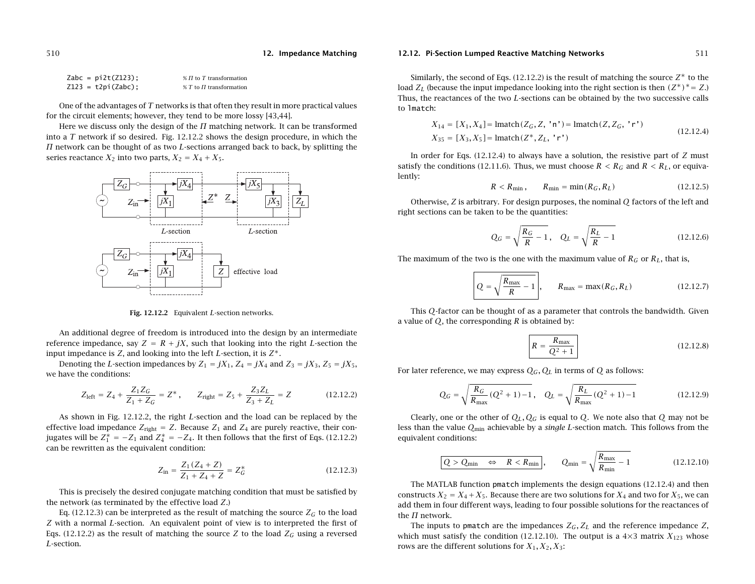```
Zabc = pi2t(Z123);              % Π to T transformation
Z123 = t2pi(Zabc);              % T to Π transformation
```

One of the advantages of $T$ networks is that often they result in more practical values for the circuit elements; however, they tend to be more lossy [43,44].

Here we discuss only the design of the $\Pi$ matching network. It can be transformed into a $T$ network if so desired. Fig. 12.12.2 shows the design procedure, in which the $\Pi$ network can be thought of as two $L$-sections arranged back to back, by splitting the series reactance $X_2$ into two parts, $X_2 = X_4 + X_5$.

**Fig. 12.12.2** Equivalent $L$-section networks.

An additional degree of freedom is introduced into the design by an intermediate reference impedance, say $Z = R + jX$, such that looking into the right $L$-section the input impedance is $Z$, and looking into the left $L$-section, it is $Z^*$.

Denoting the $L$-section impedances by $Z_1 = jX_1$, $Z_4 = jX_4$ and $Z_3 = jX_3$, $Z_5 = jX_5$, we have the conditions:

$$Z_{\text{left}} = Z_4 + \frac{Z_1 Z_G}{Z_1 + Z_G} = Z^*, \qquad Z_{\text{right}} = Z_5 + \frac{Z_3 Z_L}{Z_3 + Z_L} = Z \tag{12.12.2}$$

As shown in Fig. 12.12.2, the right $L$-section and the load can be replaced by the effective load impedance $Z_{\text{right}} = Z$. Because $Z_1$ and $Z_4$ are purely reactive, their conjugates will be $Z_1^* = -Z_1$ and $Z_4^* = -Z_4$. It then follows that the first of Eqs. (12.12.2) can be rewritten as the equivalent condition:

$$Z_{\text{in}} = \frac{Z_1(Z_4 + Z)}{Z_1 + Z_4 + Z} = Z_G^* \tag{12.12.3}$$

This is precisely the desired conjugate matching condition that must be satisfied by the network (as terminated by the effective load $Z$.)

Eq. (12.12.3) can be interpreted as the result of matching the source $Z_G$ to the load $Z$ with a normal $L$-section. An equivalent point of view is to interpreted the first of Eqs. (12.12.2) as the result of matching the source $Z$ to the load $Z_G$ using a reversed $L$-section.

Similarly, the second of Eqs. (12.12.2) is the result of matching the source $Z^*$ to the load $Z_L$ (because the input impedance looking into the right section is then $(Z^*)^* = Z$.) Thus, the reactances of the two $L$-sections can be obtained by the two successive calls to `lmatch`:

$$\begin{aligned} X_{14} &= [X_1, X_4] = \text{lmatch}(Z_G, Z, \texttt{'n'}) = \text{lmatch}(Z, Z_G, \texttt{'r'}) \\ X_{35} &= [X_3, X_5] = \text{lmatch}(Z^*, Z_L, \texttt{'r'}) \end{aligned} \tag{12.12.4}$$

In order for Eqs. (12.12.4) to always have a solution, the resistive part of $Z$ must satisfy the conditions (12.11.6). Thus, we must choose $R < R_G$ and $R < R_L$, or equivalently:

$$R < R_{\min}, \qquad R_{\min} = \min(R_G, R_L) \tag{12.12.5}$$

Otherwise, $Z$ is arbitrary. For design purposes, the nominal $Q$ factors of the left and right sections can be taken to be the quantities:

$$Q_G = \sqrt{\frac{R_G}{R} - 1}, \quad Q_L = \sqrt{\frac{R_L}{R} - 1} \tag{12.12.6}$$

The maximum of the two is the one with the maximum value of $R_G$ or $R_L$, that is,

$$\boxed{Q = \sqrt{\frac{R_{\max}}{R} - 1}}, \qquad R_{\max} = \max(R_G, R_L) \tag{12.12.7}$$

This $Q$-factor can be thought of as a parameter that controls the bandwidth. Given a value of $Q$, the corresponding $R$ is obtained by:

$$\boxed{R = \frac{R_{\max}}{Q^2 + 1}} \tag{12.12.8}$$

For later reference, we may express $Q_G, Q_L$ in terms of $Q$ as follows:

$$Q_G = \sqrt{\frac{R_G}{R_{\max}}(Q^2 + 1) - 1}, \quad Q_L = \sqrt{\frac{R_L}{R_{\max}}(Q^2 + 1) - 1} \tag{12.12.9}$$

Clearly, one or the other of $Q_L, Q_G$ is equal to $Q$. We note also that $Q$ may not be less than the value $Q_{\min}$ achievable by a *single* $L$-section match. This follows from the equivalent conditions:

$$\boxed{Q > Q_{\min} \quad \Leftrightarrow \quad R < R_{\min}}, \qquad Q_{\min} = \sqrt{\frac{R_{\max}}{R_{\min}} - 1} \tag{12.12.10}$$

The MATLAB function `pmatch` implements the design equations (12.12.4) and then constructs $X_2 = X_4 + X_5$. Because there are two solutions for $X_4$ and two for $X_5$, we can add them in four different ways, leading to four possible solutions for the reactances of the $\Pi$ network.

The inputs to `pmatch` are the impedances $Z_G, Z_L$ and the reference impedance $Z$, which must satisfy the condition (12.12.10). The output is a $4\times 3$ matrix $X_{123}$ whose rows are the different solutions for $X_1, X_2, X_3$: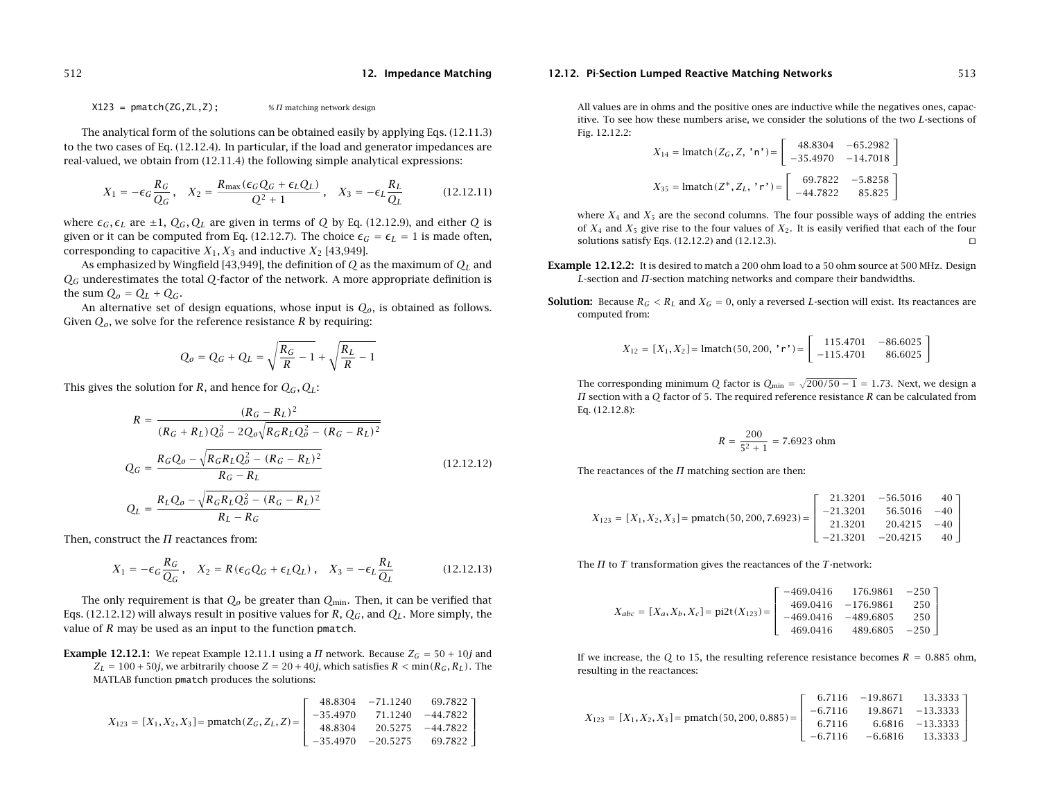```
X123 = pmatch(ZG,ZL,Z);            % Π matching network design
```

The analytical form of the solutions can be obtained easily by applying Eqs. (12.11.3) to the two cases of Eq. (12.12.4). In particular, if the load and generator impedances are real-valued, we obtain from (12.11.4) the following simple analytical expressions:

$$X_1 = -\epsilon_G \frac{R_G}{Q_G}\,, \quad X_2 = \frac{R_{\max}(\epsilon_G Q_G + \epsilon_L Q_L)}{Q^2+1}\,, \quad X_3 = -\epsilon_L \frac{R_L}{Q_L} \tag{12.12.11}$$

where $\epsilon_G, \epsilon_L$ are $\pm 1$, $Q_G, Q_L$ are given in terms of $Q$ by Eq. (12.12.9), and either $Q$ is given or it can be computed from Eq. (12.12.7). The choice $\epsilon_G = \epsilon_L = 1$ is made often, corresponding to capacitive $X_1, X_3$ and inductive $X_2$ [43,949].

As emphasized by Wingfield [43,949], the definition of $Q$ as the maximum of $Q_L$ and $Q_G$ underestimates the total $Q$-factor of the network. A more appropriate definition is the sum $Q_o = Q_L + Q_G$.

An alternative set of design equations, whose input is $Q_o$, is obtained as follows. Given $Q_o$, we solve for the reference resistance $R$ by requiring:

$$Q_o = Q_G + Q_L = \sqrt{\frac{R_G}{R} - 1} + \sqrt{\frac{R_L}{R} - 1}$$

This gives the solution for $R$, and hence for $Q_G, Q_L$:

$$\begin{aligned} R &= \frac{(R_G - R_L)^2}{(R_G + R_L)Q_o^2 - 2Q_o\sqrt{R_G R_L Q_o^2 - (R_G - R_L)^2}} \\ Q_G &= \frac{R_G Q_o - \sqrt{R_G R_L Q_o^2 - (R_G - R_L)^2}}{R_G - R_L} \\ Q_L &= \frac{R_L Q_o - \sqrt{R_G R_L Q_o^2 - (R_G - R_L)^2}}{R_L - R_G} \end{aligned} \tag{12.12.12}$$

Then, construct the $\Pi$ reactances from:

$$X_1 = -\epsilon_G \frac{R_G}{Q_G}\,, \quad X_2 = R(\epsilon_G Q_G + \epsilon_L Q_L)\,, \quad X_3 = -\epsilon_L \frac{R_L}{Q_L} \tag{12.12.13}$$

The only requirement is that $Q_o$ be greater than $Q_{\min}$. Then, it can be verified that Eqs. (12.12.12) will always result in positive values for $R$, $Q_G$, and $Q_L$. More simply, the value of $R$ may be used as an input to the function `pmatch`.

**Example 12.12.1:** We repeat Example 12.11.1 using a $\Pi$ network. Because $Z_G = 50 + 10j$ and $Z_L = 100 + 50j$, we arbitrarily choose $Z = 20 + 40j$, which satisfies $R < \min(R_G, R_L)$. The MATLAB function `pmatch` produces the solutions:

$$X_{123} = [X_1, X_2, X_3] = \text{pmatch}(Z_G, Z_L, Z) = \begin{bmatrix} 48.8304 & -71.1240 & 69.7822 \\ -35.4970 & 71.1240 & -44.7822 \\ 48.8304 & 20.5275 & -44.7822 \\ -35.4970 & -20.5275 & 69.7822 \end{bmatrix}$$

All values are in ohms and the positive ones are inductive while the negatives ones, capacitive. To see how these numbers arise, we consider the solutions of the two $L$-sections of Fig. 12.12.2:

$$X_{14} = \text{lmatch}(Z_G, Z, \texttt{'n'}) = \begin{bmatrix} 48.8304 & -65.2982 \\ -35.4970 & -14.7018 \end{bmatrix}$$

$$X_{35} = \text{lmatch}(Z^*, Z_L, \texttt{'r'}) = \begin{bmatrix} 69.7822 & -5.8258 \\ -44.7822 & 85.825 \end{bmatrix}$$

where $X_4$ and $X_5$ are the second columns. The four possible ways of adding the entries of $X_4$ and $X_5$ give rise to the four values of $X_2$. It is easily verified that each of the four solutions satisfy Eqs. (12.12.2) and (12.12.3). □

**Example 12.12.2:** It is desired to match a 200 ohm load to a 50 ohm source at 500 MHz. Design $L$-section and $\Pi$-section matching networks and compare their bandwidths.

**Solution:** Because $R_G < R_L$ and $X_G = 0$, only a reversed $L$-section will exist. Its reactances are computed from:

$$X_{12} = [X_1, X_2] = \text{lmatch}(50, 200, \texttt{'r'}) = \begin{bmatrix} 115.4701 & -86.6025 \\ -115.4701 & 86.6025 \end{bmatrix}$$

The corresponding minimum $Q$ factor is $Q_{\min} = \sqrt{200/50 - 1} = 1.73$. Next, we design a $\Pi$ section with a $Q$ factor of 5. The required reference resistance $R$ can be calculated from Eq. (12.12.8):

$$R = \frac{200}{5^2 + 1} = 7.6923 \text{ ohm}$$

The reactances of the $\Pi$ matching section are then:

$$X_{123} = [X_1, X_2, X_3] = \text{pmatch}(50, 200, 7.6923) = \begin{bmatrix} 21.3201 & -56.5016 & 40 \\ -21.3201 & 56.5016 & -40 \\ 21.3201 & 20.4215 & -40 \\ -21.3201 & -20.4215 & 40 \end{bmatrix}$$

The $\Pi$ to $T$ transformation gives the reactances of the $T$-network:

$$X_{abc} = [X_a, X_b, X_c] = \text{pi2t}(X_{123}) = \begin{bmatrix} -469.0416 & 176.9861 & -250 \\ 469.0416 & -176.9861 & 250 \\ -469.0416 & -489.6805 & 250 \\ 469.0416 & 489.6805 & -250 \end{bmatrix}$$

If we increase, the $Q$ to 15, the resulting reference resistance becomes $R = 0.885$ ohm, resulting in the reactances:

$$X_{123} = [X_1, X_2, X_3] = \text{pmatch}(50, 200, 0.885) = \begin{bmatrix} 6.7116 & -19.8671 & 13.3333 \\ -6.7116 & 19.8671 & -13.3333 \\ 6.7116 & 6.6816 & -13.3333 \\ -6.7116 & -6.6816 & 13.3333 \end{bmatrix}$$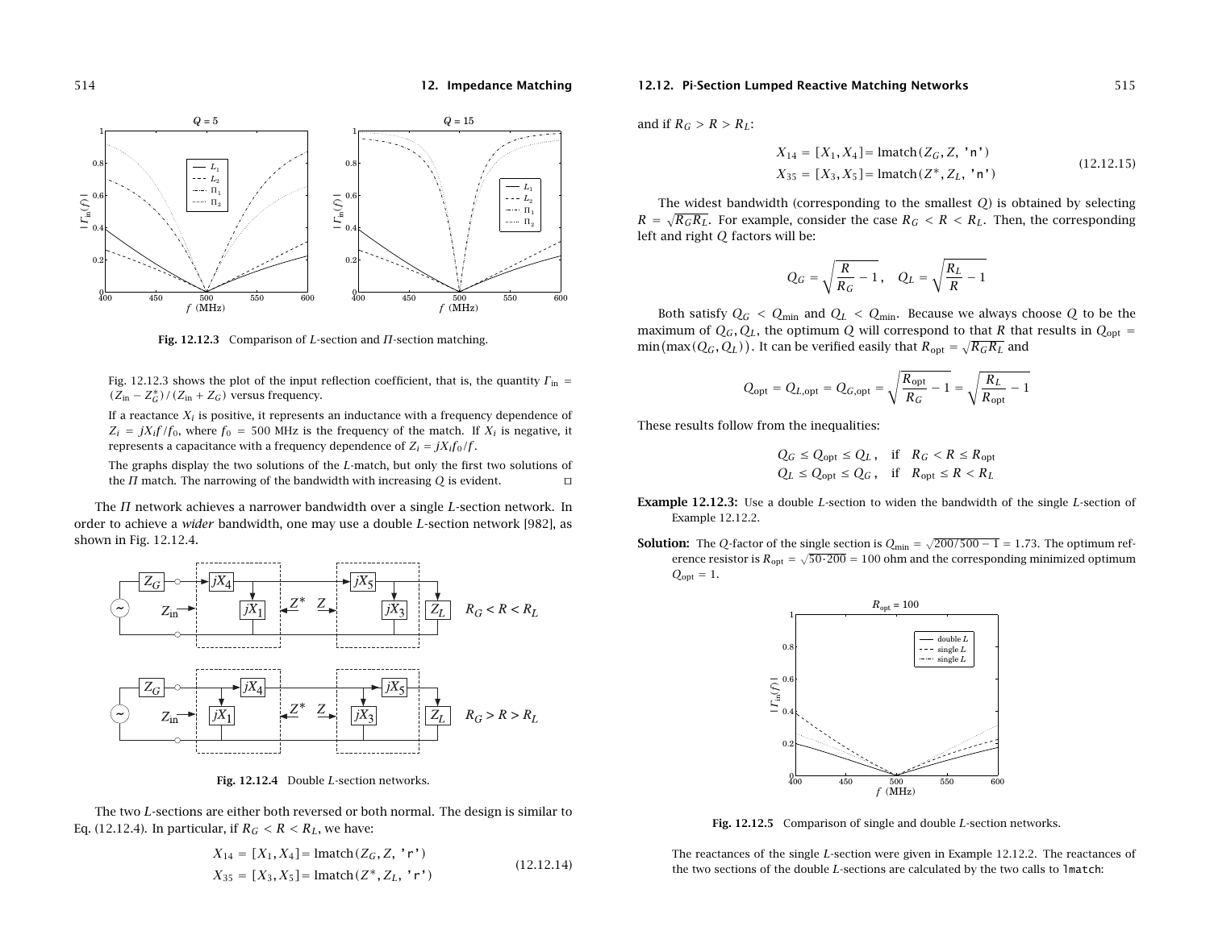Fig. 12.12.3 Comparison of *L*-section and *Π*-section matching.

Fig. 12.12.3 shows the plot of the input reflection coefficient, that is, the quantity $\Gamma_{\text{in}} = (Z_{\text{in}} - Z_G^*)/(Z_{\text{in}} + Z_G)$ versus frequency.

If a reactance $X_i$ is positive, it represents an inductance with a frequency dependence of $Z_i = jX_i f/f_0$, where $f_0 = 500$ MHz is the frequency of the match. If $X_i$ is negative, it represents a capacitance with a frequency dependence of $Z_i = jX_i f_0/f$.

The graphs display the two solutions of the *L*-match, but only the first two solutions of the *Π* match. The narrowing of the bandwidth with increasing *Q* is evident. □

The *Π* network achieves a narrower bandwidth over a single *L*-section network. In order to achieve a *wider* bandwidth, one may use a double *L*-section network [982], as shown in Fig. 12.12.4.

Fig. 12.12.4 Double *L*-section networks.

The two *L*-sections are either both reversed or both normal. The design is similar to Eq. (12.12.4). In particular, if $R_G < R < R_L$, we have:

$$
\begin{aligned}
X_{14} &= [X_1, X_4] = \texttt{lmatch}(Z_G, Z, \texttt{'r'}) \\
X_{35} &= [X_3, X_5] = \texttt{lmatch}(Z^*, Z_L, \texttt{'r'})
\end{aligned}
\tag{12.12.14}
$$

and if $R_G > R > R_L$:

$$
\begin{aligned}
X_{14} &= [X_1, X_4] = \texttt{lmatch}(Z_G, Z, \texttt{'n'}) \\
X_{35} &= [X_3, X_5] = \texttt{lmatch}(Z^*, Z_L, \texttt{'n'})
\end{aligned}
\tag{12.12.15}
$$

The widest bandwidth (corresponding to the smallest *Q*) is obtained by selecting $R = \sqrt{R_G R_L}$. For example, consider the case $R_G < R < R_L$. Then, the corresponding left and right *Q* factors will be:

$$
Q_G = \sqrt{\frac{R}{R_G} - 1}\,, \quad Q_L = \sqrt{\frac{R_L}{R} - 1}
$$

Both satisfy $Q_G < Q_{\min}$ and $Q_L < Q_{\min}$. Because we always choose *Q* to be the maximum of $Q_G, Q_L$, the optimum *Q* will correspond to that *R* that results in $Q_{\text{opt}} = \min\big(\max(Q_G, Q_L)\big)$. It can be verified easily that $R_{\text{opt}} = \sqrt{R_G R_L}$ and

$$
Q_{\text{opt}} = Q_{L,\text{opt}} = Q_{G,\text{opt}} = \sqrt{\frac{R_{\text{opt}}}{R_G} - 1} = \sqrt{\frac{R_L}{R_{\text{opt}}} - 1}
$$

These results follow from the inequalities:

$$
\begin{aligned}
Q_G \le Q_{\text{opt}} \le Q_L\,, &\quad \text{if} \quad R_G < R \le R_{\text{opt}} \\
Q_L \le Q_{\text{opt}} \le Q_G\,, &\quad \text{if} \quad R_{\text{opt}} \le R < R_L
\end{aligned}
$$

**Example 12.12.3:** Use a double *L*-section to widen the bandwidth of the single *L*-section of Example 12.12.2.

**Solution:** The *Q*-factor of the single section is $Q_{\min} = \sqrt{200/500 - 1} = 1.73$. The optimum reference resistor is $R_{\text{opt}} = \sqrt{50 \cdot 200} = 100$ ohm and the corresponding minimized optimum $Q_{\text{opt}} = 1$.

Fig. 12.12.5 Comparison of single and double *L*-section networks.

The reactances of the single *L*-section were given in Example 12.12.2. The reactances of the two sections of the double *L*-sections are calculated by the two calls to `lmatch`: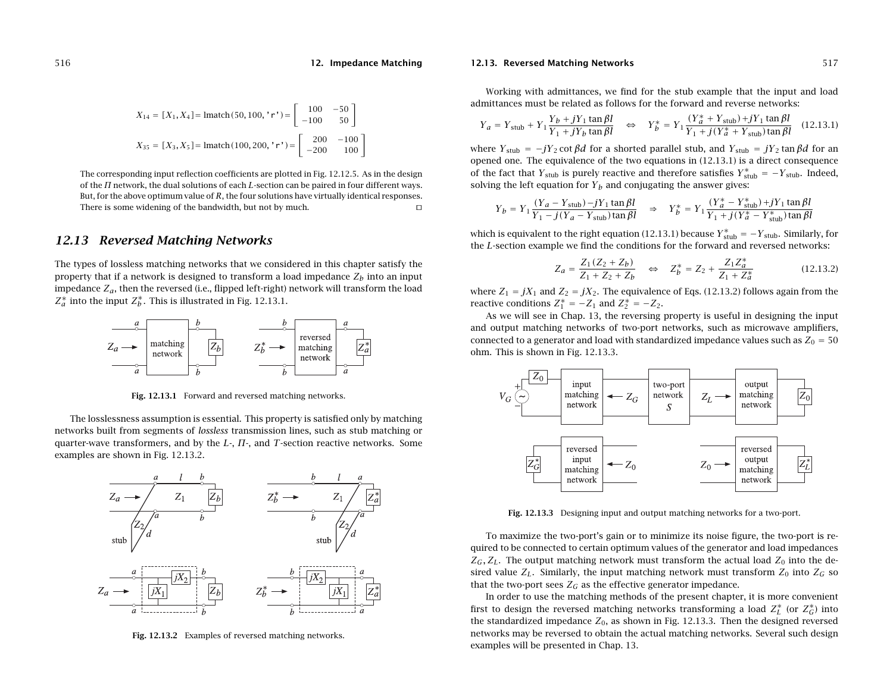$$X_{14} = [X_1, X_4] = \text{lmatch}(50, 100, \texttt{'r'}) = \begin{bmatrix} 100 & -50 \\ -100 & 50 \end{bmatrix}$$

$$X_{35} = [X_3, X_5] = \text{lmatch}(100, 200, \texttt{'r'}) = \begin{bmatrix} 200 & -100 \\ -200 & 100 \end{bmatrix}$$

The corresponding input reflection coefficients are plotted in Fig. 12.12.5. As in the design of the $\Pi$ network, the dual solutions of each $L$-section can be paired in four different ways. But, for the above optimum value of $R$, the four solutions have virtually identical responses. There is some widening of the bandwidth, but not by much. □

## 12.13 Reversed Matching Networks

The types of lossless matching networks that we considered in this chapter satisfy the property that if a network is designed to transform a load impedance $Z_b$ into an input impedance $Z_a$, then the reversed (i.e., flipped left-right) network will transform the load $Z_a^*$ into the input $Z_b^*$. This is illustrated in Fig. 12.13.1.

**Fig. 12.13.1** Forward and reversed matching networks.

The losslessness assumption is essential. This property is satisfied only by matching networks built from segments of *lossless* transmission lines, such as stub matching or quarter-wave transformers, and by the $L$-, $\Pi$-, and $T$-section reactive networks. Some examples are shown in Fig. 12.13.2.

**Fig. 12.13.2** Examples of reversed matching networks.

Working with admittances, we find for the stub example that the input and load admittances must be related as follows for the forward and reverse networks:

$$Y_a = Y_{\text{stub}} + Y_1 \frac{Y_b + jY_1 \tan\beta l}{Y_1 + jY_b \tan\beta l} \quad \Leftrightarrow \quad Y_b^* = Y_1 \frac{(Y_a^* + Y_{\text{stub}}) + jY_1 \tan\beta l}{Y_1 + j(Y_a^* + Y_{\text{stub}})\tan\beta l} \tag{12.13.1}$$

where $Y_{\text{stub}} = -jY_2 \cot\beta d$ for a shorted parallel stub, and $Y_{\text{stub}} = jY_2 \tan\beta d$ for an opened one. The equivalence of the two equations in (12.13.1) is a direct consequence of the fact that $Y_{\text{stub}}$ is purely reactive and therefore satisfies $Y_{\text{stub}}^* = -Y_{\text{stub}}$. Indeed, solving the left equation for $Y_b$ and conjugating the answer gives:

$$Y_b = Y_1 \frac{(Y_a - Y_{\text{stub}}) - jY_1 \tan\beta l}{Y_1 - j(Y_a - Y_{\text{stub}})\tan\beta l} \quad \Rightarrow \quad Y_b^* = Y_1 \frac{(Y_a^* - Y_{\text{stub}}^*) + jY_1 \tan\beta l}{Y_1 + j(Y_a^* - Y_{\text{stub}}^*)\tan\beta l}$$

which is equivalent to the right equation (12.13.1) because $Y_{\text{stub}}^* = -Y_{\text{stub}}$. Similarly, for the $L$-section example we find the conditions for the forward and reversed networks:

$$Z_a = \frac{Z_1(Z_2 + Z_b)}{Z_1 + Z_2 + Z_b} \quad \Leftrightarrow \quad Z_b^* = Z_2 + \frac{Z_1 Z_a^*}{Z_1 + Z_a^*} \tag{12.13.2}$$

where $Z_1 = jX_1$ and $Z_2 = jX_2$. The equivalence of Eqs. (12.13.2) follows again from the reactive conditions $Z_1^* = -Z_1$ and $Z_2^* = -Z_2$.

As we will see in Chap. 13, the reversing property is useful in designing the input and output matching networks of two-port networks, such as microwave amplifiers, connected to a generator and load with standardized impedance values such as $Z_0 = 50$ ohm. This is shown in Fig. 12.13.3.

**Fig. 12.13.3** Designing input and output matching networks for a two-port.

To maximize the two-port's gain or to minimize its noise figure, the two-port is required to be connected to certain optimum values of the generator and load impedances $Z_G, Z_L$. The output matching network must transform the actual load $Z_0$ into the desired value $Z_L$. Similarly, the input matching network must transform $Z_0$ into $Z_G$ so that the two-port sees $Z_G$ as the effective generator impedance.

In order to use the matching methods of the present chapter, it is more convenient first to design the reversed matching networks transforming a load $Z_L^*$ (or $Z_G^*$) into the standardized impedance $Z_0$, as shown in Fig. 12.13.3. Then the designed reversed networks may be reversed to obtain the actual matching networks. Several such design examples will be presented in Chap. 13.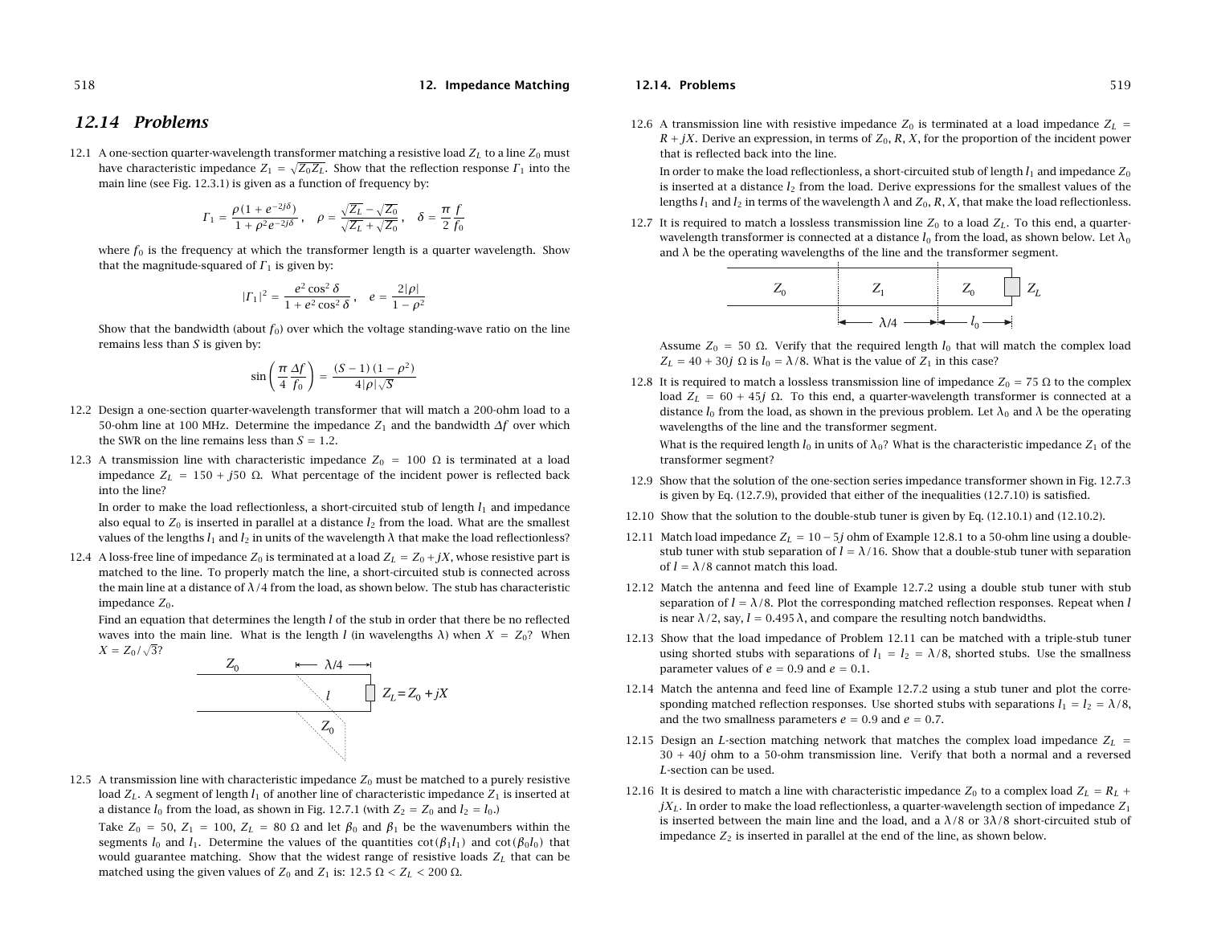## 12.14 Problems

12.1 A one-section quarter-wavelength transformer matching a resistive load $Z_L$ to a line $Z_0$ must have characteristic impedance $Z_1 = \sqrt{Z_0 Z_L}$. Show that the reflection response $\Gamma_1$ into the main line (see Fig. 12.3.1) is given as a function of frequency by:

$$\Gamma_1 = \frac{\rho(1 + e^{-2j\delta})}{1 + \rho^2 e^{-2j\delta}}\,, \quad \rho = \frac{\sqrt{Z_L} - \sqrt{Z_0}}{\sqrt{Z_L} + \sqrt{Z_0}}\,, \quad \delta = \frac{\pi}{2}\frac{f}{f_0}$$

where $f_0$ is the frequency at which the transformer length is a quarter wavelength. Show that the magnitude-squared of $\Gamma_1$ is given by:

$$|\Gamma_1|^2 = \frac{e^2\cos^2\delta}{1 + e^2\cos^2\delta}\,, \quad e = \frac{2|\rho|}{1 - \rho^2}$$

Show that the bandwidth (about $f_0$) over which the voltage standing-wave ratio on the line remains less than $S$ is given by:

$$\sin\left(\frac{\pi}{4}\frac{\Delta f}{f_0}\right) = \frac{(S-1)(1-\rho^2)}{4|\rho|\sqrt{S}}$$

12.2 Design a one-section quarter-wavelength transformer that will match a 200-ohm load to a 50-ohm line at 100 MHz. Determine the impedance $Z_1$ and the bandwidth $\Delta f$ over which the SWR on the line remains less than $S = 1.2$.

12.3 A transmission line with characteristic impedance $Z_0 = 100\ \Omega$ is terminated at a load impedance $Z_L = 150 + j50\ \Omega$. What percentage of the incident power is reflected back into the line?

In order to make the load reflectionless, a short-circuited stub of length $l_1$ and impedance also equal to $Z_0$ is inserted in parallel at a distance $l_2$ from the load. What are the smallest values of the lengths $l_1$ and $l_2$ in units of the wavelength $\lambda$ that make the load reflectionless?

12.4 A loss-free line of impedance $Z_0$ is terminated at a load $Z_L = Z_0 + jX$, whose resistive part is matched to the line. To properly match the line, a short-circuited stub is connected across the main line at a distance of $\lambda/4$ from the load, as shown below. The stub has characteristic impedance $Z_0$.

Find an equation that determines the length $l$ of the stub in order that there be no reflected waves into the main line. What is the length $l$ (in wavelengths $\lambda$) when $X = Z_0$? When $X = Z_0/\sqrt{3}$?

12.5 A transmission line with characteristic impedance $Z_0$ must be matched to a purely resistive load $Z_L$. A segment of length $l_1$ of another line of characteristic impedance $Z_1$ is inserted at a distance $l_0$ from the load, as shown in Fig. 12.7.1 (with $Z_2 = Z_0$ and $l_2 = l_0$.)

Take $Z_0 = 50$, $Z_1 = 100$, $Z_L = 80\ \Omega$ and let $\beta_0$ and $\beta_1$ be the wavenumbers within the segments $l_0$ and $l_1$. Determine the values of the quantities $\cot(\beta_1 l_1)$ and $\cot(\beta_0 l_0)$ that would guarantee matching. Show that the widest range of resistive loads $Z_L$ that can be matched using the given values of $Z_0$ and $Z_1$ is: $12.5\ \Omega < Z_L < 200\ \Omega$.

12.6 A transmission line with resistive impedance $Z_0$ is terminated at a load impedance $Z_L = R + jX$. Derive an expression, in terms of $Z_0$, $R$, $X$, for the proportion of the incident power that is reflected back into the line.

In order to make the load reflectionless, a short-circuited stub of length $l_1$ and impedance $Z_0$ is inserted at a distance $l_2$ from the load. Derive expressions for the smallest values of the lengths $l_1$ and $l_2$ in terms of the wavelength $\lambda$ and $Z_0$, $R$, $X$, that make the load reflectionless.

12.7 It is required to match a lossless transmission line $Z_0$ to a load $Z_L$. To this end, a quarter-wavelength transformer is connected at a distance $l_0$ from the load, as shown below. Let $\lambda_0$ and $\lambda$ be the operating wavelengths of the line and the transformer segment.

Assume $Z_0 = 50\ \Omega$. Verify that the required length $l_0$ that will match the complex load $Z_L = 40 + 30j\ \Omega$ is $l_0 = \lambda/8$. What is the value of $Z_1$ in this case?

12.8 It is required to match a lossless transmission line of impedance $Z_0 = 75\ \Omega$ to the complex load $Z_L = 60 + 45j\ \Omega$. To this end, a quarter-wavelength transformer is connected at a distance $l_0$ from the load, as shown in the previous problem. Let $\lambda_0$ and $\lambda$ be the operating wavelengths of the line and the transformer segment.

What is the required length $l_0$ in units of $\lambda_0$? What is the characteristic impedance $Z_1$ of the transformer segment?

12.9 Show that the solution of the one-section series impedance transformer shown in Fig. 12.7.3 is given by Eq. (12.7.9), provided that either of the inequalities (12.7.10) is satisfied.

12.10 Show that the solution to the double-stub tuner is given by Eq. (12.10.1) and (12.10.2).

12.11 Match load impedance $Z_L = 10 - 5j$ ohm of Example 12.8.1 to a 50-ohm line using a double-stub tuner with stub separation of $l = \lambda/16$. Show that a double-stub tuner with separation of $l = \lambda/8$ cannot match this load.

12.12 Match the antenna and feed line of Example 12.7.2 using a double stub tuner with stub separation of $l = \lambda/8$. Plot the corresponding matched reflection responses. Repeat when $l$ is near $\lambda/2$, say, $l = 0.495\,\lambda$, and compare the resulting notch bandwidths.

12.13 Show that the load impedance of Problem 12.11 can be matched with a triple-stub tuner using shorted stubs with separations of $l_1 = l_2 = \lambda/8$, shorted stubs. Use the smallness parameter values of $e = 0.9$ and $e = 0.1$.

12.14 Match the antenna and feed line of Example 12.7.2 using a stub tuner and plot the corresponding matched reflection responses. Use shorted stubs with separations $l_1 = l_2 = \lambda/8$, and the two smallness parameters $e = 0.9$ and $e = 0.7$.

12.15 Design an $L$-section matching network that matches the complex load impedance $Z_L = 30 + 40j$ ohm to a 50-ohm transmission line. Verify that both a normal and a reversed $L$-section can be used.

12.16 It is desired to match a line with characteristic impedance $Z_0$ to a complex load $Z_L = R_L + jX_L$. In order to make the load reflectionless, a quarter-wavelength section of impedance $Z_1$ is inserted between the main line and the load, and a $\lambda/8$ or $3\lambda/8$ short-circuited stub of impedance $Z_2$ is inserted in parallel at the end of the line, as shown below.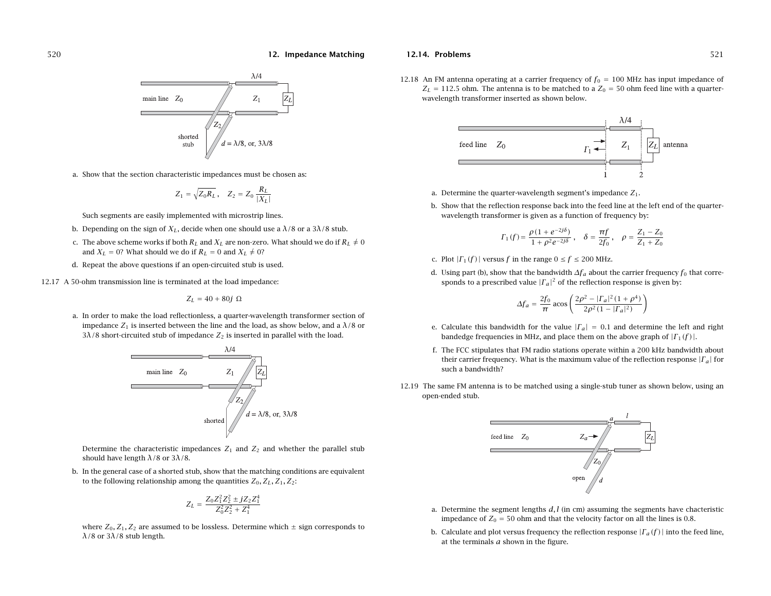a. Show that the section characteristic impedances must be chosen as:

$$Z_1 = \sqrt{Z_0 R_L}\,, \quad Z_2 = Z_0 \frac{R_L}{|X_L|}$$

Such segments are easily implemented with microstrip lines.

b. Depending on the sign of $X_L$, decide when one should use a $\lambda/8$ or a $3\lambda/8$ stub.

c. The above scheme works if both $R_L$ and $X_L$ are non-zero. What should we do if $R_L \neq 0$ and $X_L = 0$? What should we do if $R_L = 0$ and $X_L \neq 0$?

d. Repeat the above questions if an open-circuited stub is used.

12.17 A 50-ohm transmission line is terminated at the load impedance:

$$Z_L = 40 + 80j\ \Omega$$

a. In order to make the load reflectionless, a quarter-wavelength transformer section of impedance $Z_1$ is inserted between the line and the load, as show below, and a $\lambda/8$ or $3\lambda/8$ short-circuited stub of impedance $Z_2$ is inserted in parallel with the load.

Determine the characteristic impedances $Z_1$ and $Z_2$ and whether the parallel stub should have length $\lambda/8$ or $3\lambda/8$.

b. In the general case of a shorted stub, show that the matching conditions are equivalent to the following relationship among the quantities $Z_0, Z_L, Z_1, Z_2$:

$$Z_L = \frac{Z_0 Z_1^2 Z_2^2 \pm j Z_2 Z_1^4}{Z_0^2 Z_2^2 + Z_1^4}$$

where $Z_0, Z_1, Z_2$ are assumed to be lossless. Determine which $\pm$ sign corresponds to $\lambda/8$ or $3\lambda/8$ stub length.

12.18 An FM antenna operating at a carrier frequency of $f_0 = 100$ MHz has input impedance of $Z_L = 112.5$ ohm. The antenna is to be matched to a $Z_0 = 50$ ohm feed line with a quarter-wavelength transformer inserted as shown below.

a. Determine the quarter-wavelength segment's impedance $Z_1$.

b. Show that the reflection response back into the feed line at the left end of the quarter-wavelength transformer is given as a function of frequency by:

$$\Gamma_1(f) = \frac{\rho(1 + e^{-2j\delta})}{1 + \rho^2 e^{-2j\delta}}\,, \quad \delta = \frac{\pi f}{2f_0}\,, \quad \rho = \frac{Z_1 - Z_0}{Z_1 + Z_0}$$

c. Plot $|\Gamma_1(f)|$ versus $f$ in the range $0 \le f \le 200$ MHz.

d. Using part (b), show that the bandwidth $\Delta f_a$ about the carrier frequency $f_0$ that corresponds to a prescribed value $|\Gamma_a|^2$ of the reflection response is given by:

$$\Delta f_a = \frac{2f_0}{\pi} \operatorname{acos}\left(\frac{2\rho^2 - |\Gamma_a|^2(1 + \rho^4)}{2\rho^2(1 - |\Gamma_a|^2)}\right)$$

e. Calculate this bandwidth for the value $|\Gamma_a| = 0.1$ and determine the left and right bandedge frequencies in MHz, and place them on the above graph of $|\Gamma_1(f)|$.

f. The FCC stipulates that FM radio stations operate within a 200 kHz bandwidth about their carrier frequency. What is the maximum value of the reflection response $|\Gamma_a|$ for such a bandwidth?

12.19 The same FM antenna is to be matched using a single-stub tuner as shown below, using an open-ended stub.

a. Determine the segment lengths $d, l$ (in cm) assuming the segments have chacteristic impedance of $Z_0 = 50$ ohm and that the velocity factor on all the lines is 0.8.

b. Calculate and plot versus frequency the reflection response $|\Gamma_a(f)|$ into the feed line, at the terminals $a$ shown in the figure.